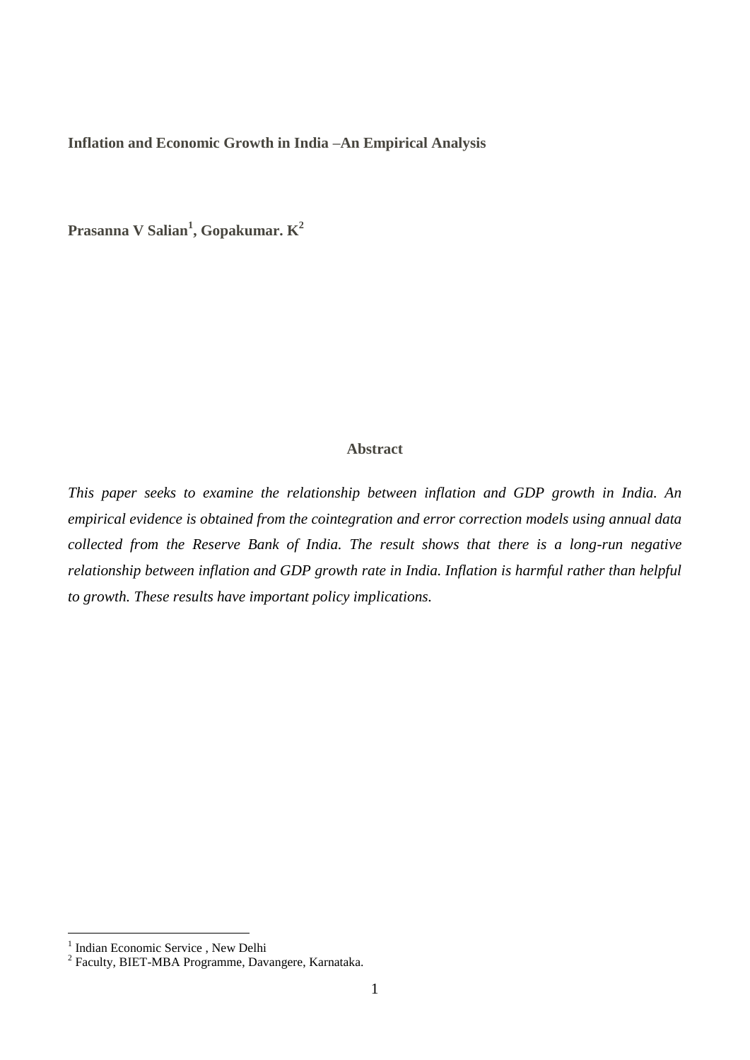# Inflation and Economic Growth in India –An Empirical Analysis

**Prasanna V Salian[1], Gopakumar. K[2]**

## Abstract

*This paper seeks to examine the relationship between inflation and GDP growth in India. An empirical evidence is obtained from the cointegration and error correction models using annual data collected from the Reserve Bank of India. The result shows that there is a long-run negative relationship between inflation and GDP growth rate in India. Inflation is harmful rather than helpful to growth. These results have important policy implications.*

---

[1] Indian Economic Service , New Delhi

[2] Faculty, BIET-MBA Programme, Davangere, Karnataka.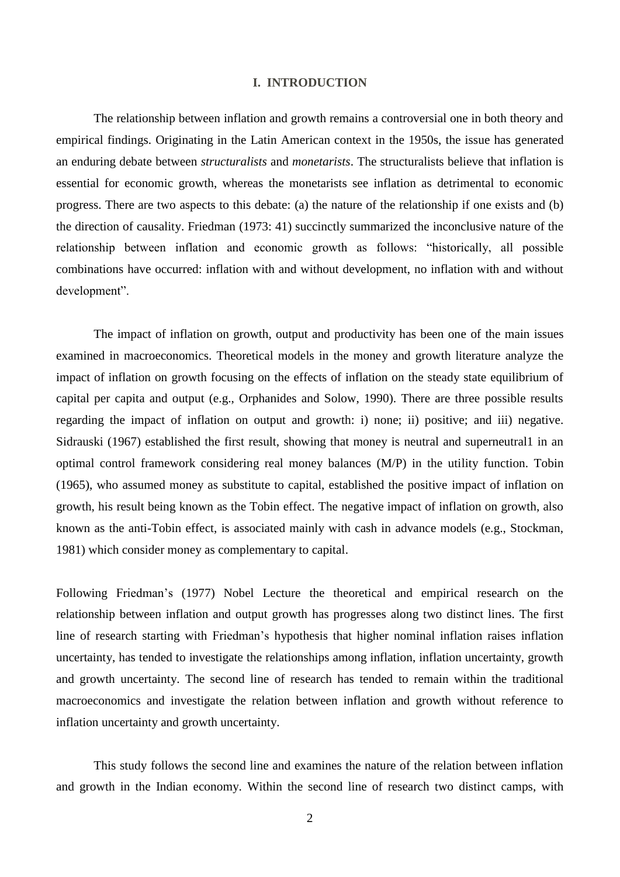# I. INTRODUCTION

The relationship between inflation and growth remains a controversial one in both theory and empirical findings. Originating in the Latin American context in the 1950s, the issue has generated an enduring debate between *structuralists* and *monetarists*. The structuralists believe that inflation is essential for economic growth, whereas the monetarists see inflation as detrimental to economic progress. There are two aspects to this debate: (a) the nature of the relationship if one exists and (b) the direction of causality. Friedman (1973: 41) succinctly summarized the inconclusive nature of the relationship between inflation and economic growth as follows: "historically, all possible combinations have occurred: inflation with and without development, no inflation with and without development".

The impact of inflation on growth, output and productivity has been one of the main issues examined in macroeconomics. Theoretical models in the money and growth literature analyze the impact of inflation on growth focusing on the effects of inflation on the steady state equilibrium of capital per capita and output (e.g., Orphanides and Solow, 1990). There are three possible results regarding the impact of inflation on output and growth: i) none; ii) positive; and iii) negative. Sidrauski (1967) established the first result, showing that money is neutral and superneutral[1] in an optimal control framework considering real money balances (M/P) in the utility function. Tobin (1965), who assumed money as substitute to capital, established the positive impact of inflation on growth, his result being known as the Tobin effect. The negative impact of inflation on growth, also known as the anti-Tobin effect, is associated mainly with cash in advance models (e.g., Stockman, 1981) which consider money as complementary to capital.

Following Friedman's (1977) Nobel Lecture the theoretical and empirical research on the relationship between inflation and output growth has progresses along two distinct lines. The first line of research starting with Friedman's hypothesis that higher nominal inflation raises inflation uncertainty, has tended to investigate the relationships among inflation, inflation uncertainty, growth and growth uncertainty. The second line of research has tended to remain within the traditional macroeconomics and investigate the relation between inflation and growth without reference to inflation uncertainty and growth uncertainty.

This study follows the second line and examines the nature of the relation between inflation and growth in the Indian economy. Within the second line of research two distinct camps, with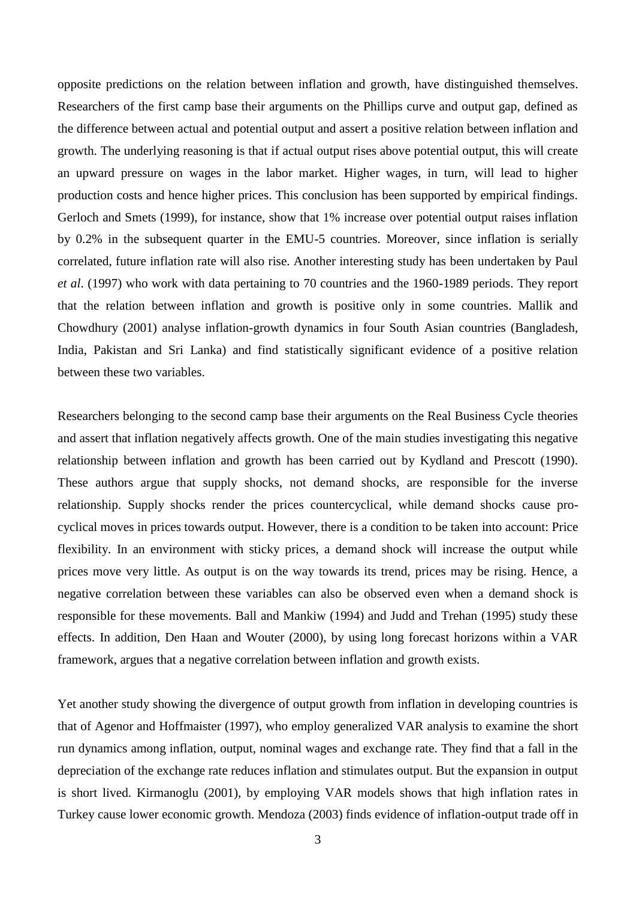opposite predictions on the relation between inflation and growth, have distinguished themselves. Researchers of the first camp base their arguments on the Phillips curve and output gap, defined as the difference between actual and potential output and assert a positive relation between inflation and growth. The underlying reasoning is that if actual output rises above potential output, this will create an upward pressure on wages in the labor market. Higher wages, in turn, will lead to higher production costs and hence higher prices. This conclusion has been supported by empirical findings. Gerloch and Smets (1999), for instance, show that 1% increase over potential output raises inflation by 0.2% in the subsequent quarter in the EMU-5 countries. Moreover, since inflation is serially correlated, future inflation rate will also rise. Another interesting study has been undertaken by Paul *et al*. (1997) who work with data pertaining to 70 countries and the 1960-1989 periods. They report that the relation between inflation and growth is positive only in some countries. Mallik and Chowdhury (2001) analyse inflation-growth dynamics in four South Asian countries (Bangladesh, India, Pakistan and Sri Lanka) and find statistically significant evidence of a positive relation between these two variables.

Researchers belonging to the second camp base their arguments on the Real Business Cycle theories and assert that inflation negatively affects growth. One of the main studies investigating this negative relationship between inflation and growth has been carried out by Kydland and Prescott (1990). These authors argue that supply shocks, not demand shocks, are responsible for the inverse relationship. Supply shocks render the prices countercyclical, while demand shocks cause pro-cyclical moves in prices towards output. However, there is a condition to be taken into account: Price flexibility. In an environment with sticky prices, a demand shock will increase the output while prices move very little. As output is on the way towards its trend, prices may be rising. Hence, a negative correlation between these variables can also be observed even when a demand shock is responsible for these movements. Ball and Mankiw (1994) and Judd and Trehan (1995) study these effects. In addition, Den Haan and Wouter (2000), by using long forecast horizons within a VAR framework, argues that a negative correlation between inflation and growth exists.

Yet another study showing the divergence of output growth from inflation in developing countries is that of Agenor and Hoffmaister (1997), who employ generalized VAR analysis to examine the short run dynamics among inflation, output, nominal wages and exchange rate. They find that a fall in the depreciation of the exchange rate reduces inflation and stimulates output. But the expansion in output is short lived. Kirmanoglu (2001), by employing VAR models shows that high inflation rates in Turkey cause lower economic growth. Mendoza (2003) finds evidence of inflation-output trade off in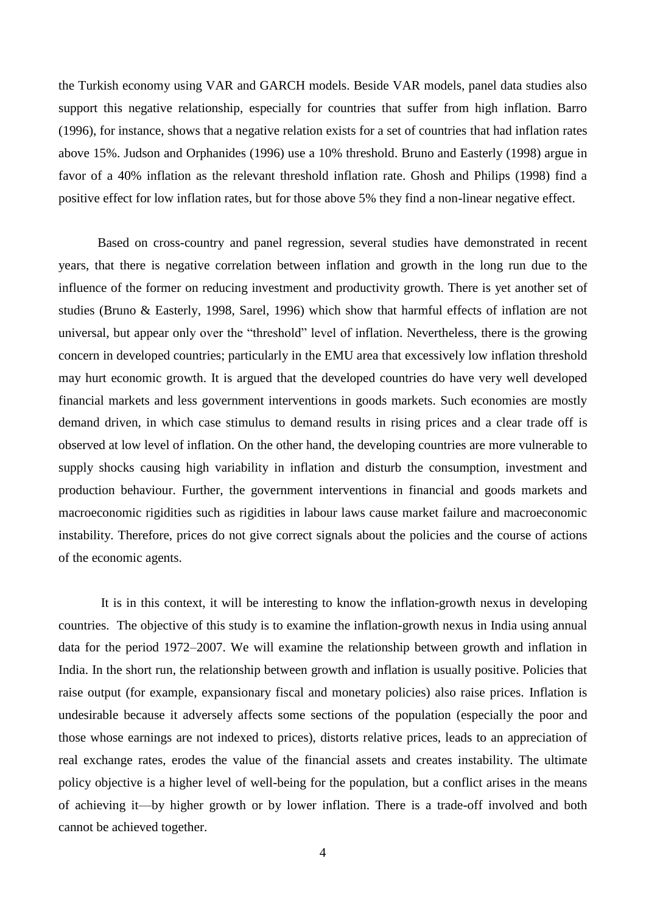the Turkish economy using VAR and GARCH models. Beside VAR models, panel data studies also support this negative relationship, especially for countries that suffer from high inflation. Barro (1996), for instance, shows that a negative relation exists for a set of countries that had inflation rates above 15%. Judson and Orphanides (1996) use a 10% threshold. Bruno and Easterly (1998) argue in favor of a 40% inflation as the relevant threshold inflation rate. Ghosh and Philips (1998) find a positive effect for low inflation rates, but for those above 5% they find a non-linear negative effect.

Based on cross-country and panel regression, several studies have demonstrated in recent years, that there is negative correlation between inflation and growth in the long run due to the influence of the former on reducing investment and productivity growth. There is yet another set of studies (Bruno & Easterly, 1998, Sarel, 1996) which show that harmful effects of inflation are not universal, but appear only over the "threshold" level of inflation. Nevertheless, there is the growing concern in developed countries; particularly in the EMU area that excessively low inflation threshold may hurt economic growth. It is argued that the developed countries do have very well developed financial markets and less government interventions in goods markets. Such economies are mostly demand driven, in which case stimulus to demand results in rising prices and a clear trade off is observed at low level of inflation. On the other hand, the developing countries are more vulnerable to supply shocks causing high variability in inflation and disturb the consumption, investment and production behaviour. Further, the government interventions in financial and goods markets and macroeconomic rigidities such as rigidities in labour laws cause market failure and macroeconomic instability. Therefore, prices do not give correct signals about the policies and the course of actions of the economic agents.

It is in this context, it will be interesting to know the inflation-growth nexus in developing countries. The objective of this study is to examine the inflation-growth nexus in India using annual data for the period 1972–2007. We will examine the relationship between growth and inflation in India. In the short run, the relationship between growth and inflation is usually positive. Policies that raise output (for example, expansionary fiscal and monetary policies) also raise prices. Inflation is undesirable because it adversely affects some sections of the population (especially the poor and those whose earnings are not indexed to prices), distorts relative prices, leads to an appreciation of real exchange rates, erodes the value of the financial assets and creates instability. The ultimate policy objective is a higher level of well-being for the population, but a conflict arises in the means of achieving it—by higher growth or by lower inflation. There is a trade-off involved and both cannot be achieved together.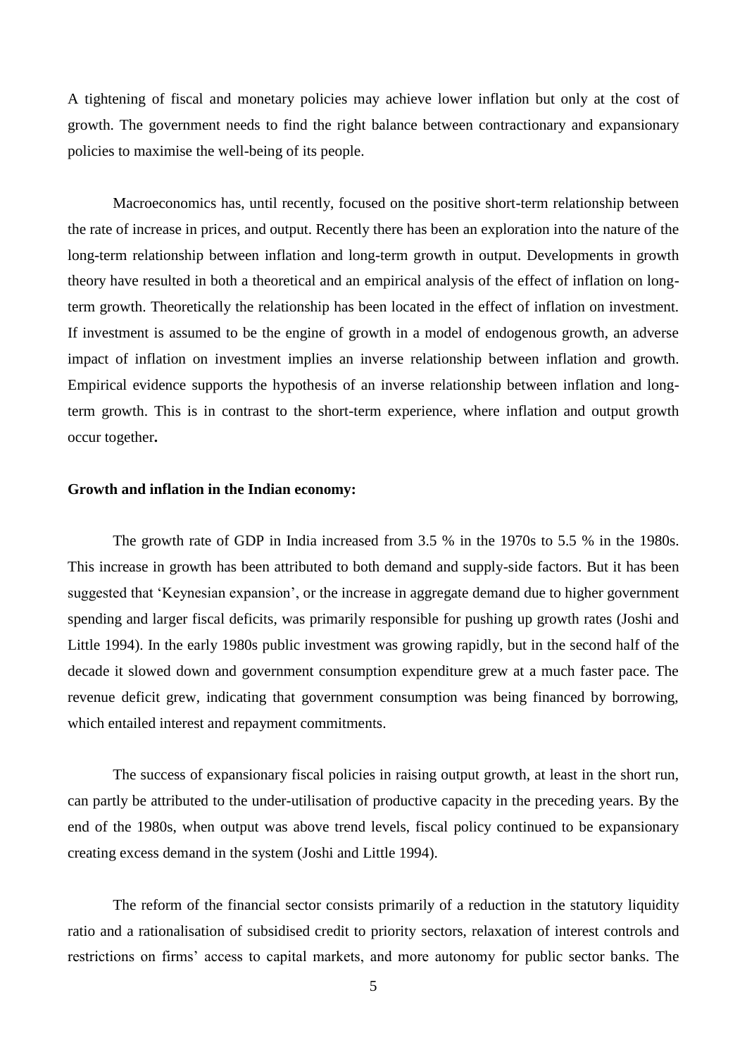A tightening of fiscal and monetary policies may achieve lower inflation but only at the cost of growth. The government needs to find the right balance between contractionary and expansionary policies to maximise the well-being of its people.

Macroeconomics has, until recently, focused on the positive short-term relationship between the rate of increase in prices, and output. Recently there has been an exploration into the nature of the long-term relationship between inflation and long-term growth in output. Developments in growth theory have resulted in both a theoretical and an empirical analysis of the effect of inflation on long-term growth. Theoretically the relationship has been located in the effect of inflation on investment. If investment is assumed to be the engine of growth in a model of endogenous growth, an adverse impact of inflation on investment implies an inverse relationship between inflation and growth. Empirical evidence supports the hypothesis of an inverse relationship between inflation and long-term growth. This is in contrast to the short-term experience, where inflation and output growth occur together**.**

**Growth and inflation in the Indian economy:**

The growth rate of GDP in India increased from 3.5 % in the 1970s to 5.5 % in the 1980s. This increase in growth has been attributed to both demand and supply-side factors. But it has been suggested that 'Keynesian expansion', or the increase in aggregate demand due to higher government spending and larger fiscal deficits, was primarily responsible for pushing up growth rates (Joshi and Little 1994). In the early 1980s public investment was growing rapidly, but in the second half of the decade it slowed down and government consumption expenditure grew at a much faster pace. The revenue deficit grew, indicating that government consumption was being financed by borrowing, which entailed interest and repayment commitments.

The success of expansionary fiscal policies in raising output growth, at least in the short run, can partly be attributed to the under-utilisation of productive capacity in the preceding years. By the end of the 1980s, when output was above trend levels, fiscal policy continued to be expansionary creating excess demand in the system (Joshi and Little 1994).

The reform of the financial sector consists primarily of a reduction in the statutory liquidity ratio and a rationalisation of subsidised credit to priority sectors, relaxation of interest controls and restrictions on firms' access to capital markets, and more autonomy for public sector banks. The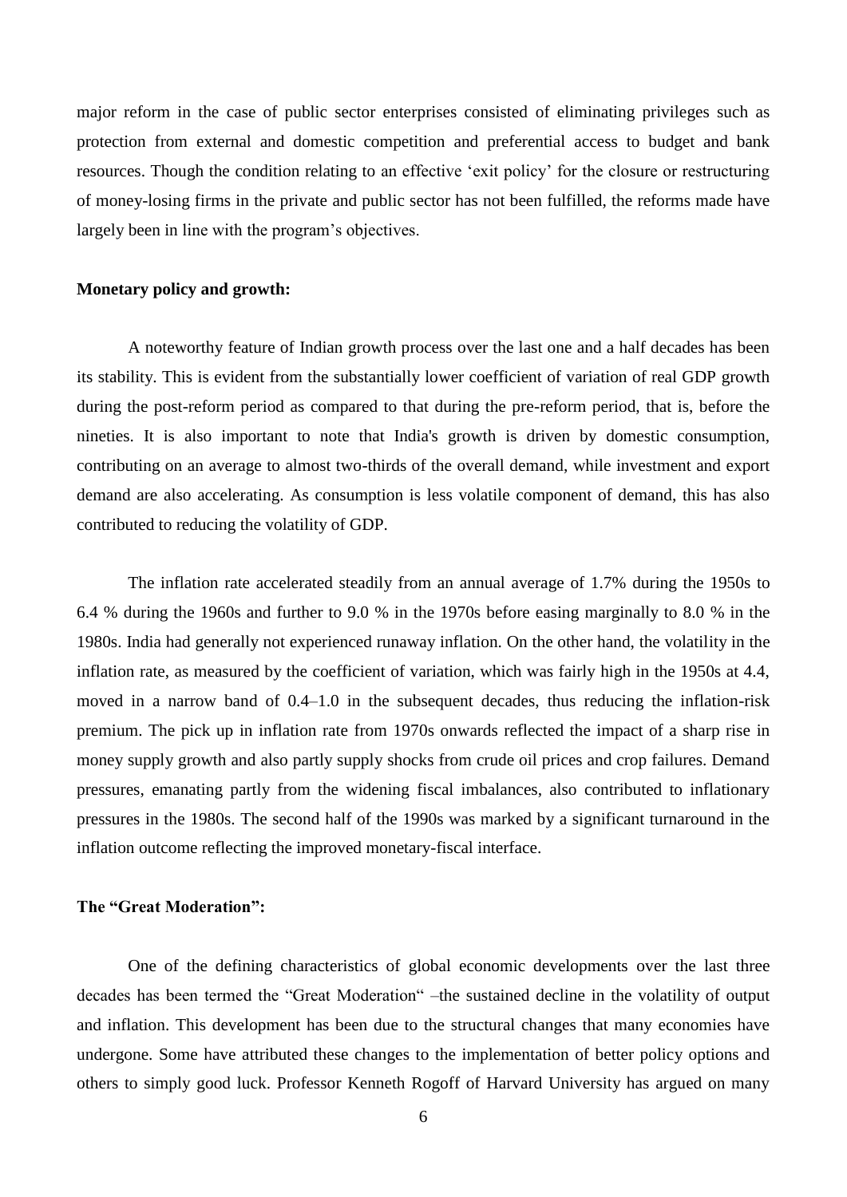major reform in the case of public sector enterprises consisted of eliminating privileges such as protection from external and domestic competition and preferential access to budget and bank resources. Though the condition relating to an effective ‘exit policy’ for the closure or restructuring of money-losing firms in the private and public sector has not been fulfilled, the reforms made have largely been in line with the program’s objectives.

**Monetary policy and growth:**

A noteworthy feature of Indian growth process over the last one and a half decades has been its stability. This is evident from the substantially lower coefficient of variation of real GDP growth during the post-reform period as compared to that during the pre-reform period, that is, before the nineties. It is also important to note that India's growth is driven by domestic consumption, contributing on an average to almost two-thirds of the overall demand, while investment and export demand are also accelerating. As consumption is less volatile component of demand, this has also contributed to reducing the volatility of GDP.

The inflation rate accelerated steadily from an annual average of 1.7% during the 1950s to 6.4 % during the 1960s and further to 9.0 % in the 1970s before easing marginally to 8.0 % in the 1980s. India had generally not experienced runaway inflation. On the other hand, the volatility in the inflation rate, as measured by the coefficient of variation, which was fairly high in the 1950s at 4.4, moved in a narrow band of 0.4–1.0 in the subsequent decades, thus reducing the inflation-risk premium. The pick up in inflation rate from 1970s onwards reflected the impact of a sharp rise in money supply growth and also partly supply shocks from crude oil prices and crop failures. Demand pressures, emanating partly from the widening fiscal imbalances, also contributed to inflationary pressures in the 1980s. The second half of the 1990s was marked by a significant turnaround in the inflation outcome reflecting the improved monetary-fiscal interface.

**The “Great Moderation”:**

One of the defining characteristics of global economic developments over the last three decades has been termed the “Great Moderation“ –the sustained decline in the volatility of output and inflation. This development has been due to the structural changes that many economies have undergone. Some have attributed these changes to the implementation of better policy options and others to simply good luck. Professor Kenneth Rogoff of Harvard University has argued on many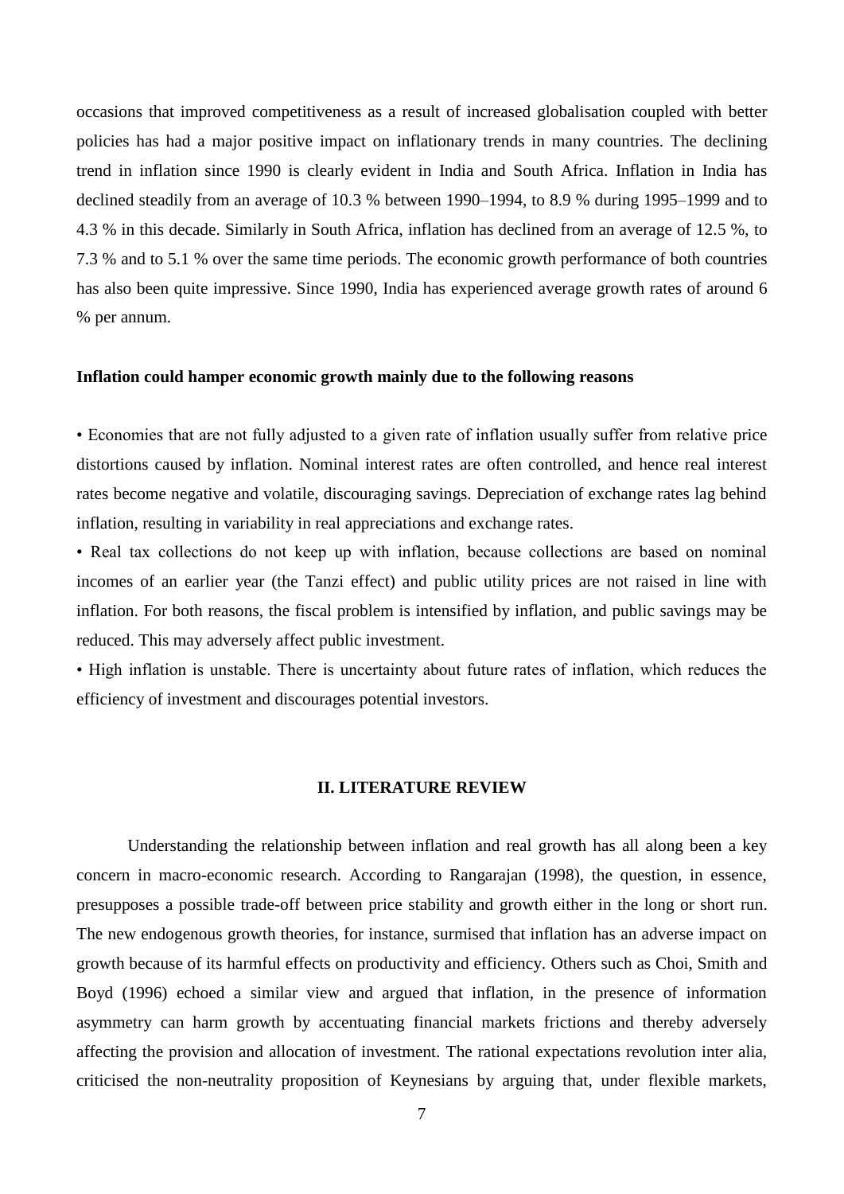occasions that improved competitiveness as a result of increased globalisation coupled with better policies has had a major positive impact on inflationary trends in many countries. The declining trend in inflation since 1990 is clearly evident in India and South Africa. Inflation in India has declined steadily from an average of 10.3 % between 1990–1994, to 8.9 % during 1995–1999 and to 4.3 % in this decade. Similarly in South Africa, inflation has declined from an average of 12.5 %, to 7.3 % and to 5.1 % over the same time periods. The economic growth performance of both countries has also been quite impressive. Since 1990, India has experienced average growth rates of around 6 % per annum.

**Inflation could hamper economic growth mainly due to the following reasons**

- Economies that are not fully adjusted to a given rate of inflation usually suffer from relative price distortions caused by inflation. Nominal interest rates are often controlled, and hence real interest rates become negative and volatile, discouraging savings. Depreciation of exchange rates lag behind inflation, resulting in variability in real appreciations and exchange rates.
- Real tax collections do not keep up with inflation, because collections are based on nominal incomes of an earlier year (the Tanzi effect) and public utility prices are not raised in line with inflation. For both reasons, the fiscal problem is intensified by inflation, and public savings may be reduced. This may adversely affect public investment.
- High inflation is unstable. There is uncertainty about future rates of inflation, which reduces the efficiency of investment and discourages potential investors.

## II. LITERATURE REVIEW

Understanding the relationship between inflation and real growth has all along been a key concern in macro-economic research. According to Rangarajan (1998), the question, in essence, presupposes a possible trade-off between price stability and growth either in the long or short run. The new endogenous growth theories, for instance, surmised that inflation has an adverse impact on growth because of its harmful effects on productivity and efficiency. Others such as Choi, Smith and Boyd (1996) echoed a similar view and argued that inflation, in the presence of information asymmetry can harm growth by accentuating financial markets frictions and thereby adversely affecting the provision and allocation of investment. The rational expectations revolution inter alia, criticised the non-neutrality proposition of Keynesians by arguing that, under flexible markets,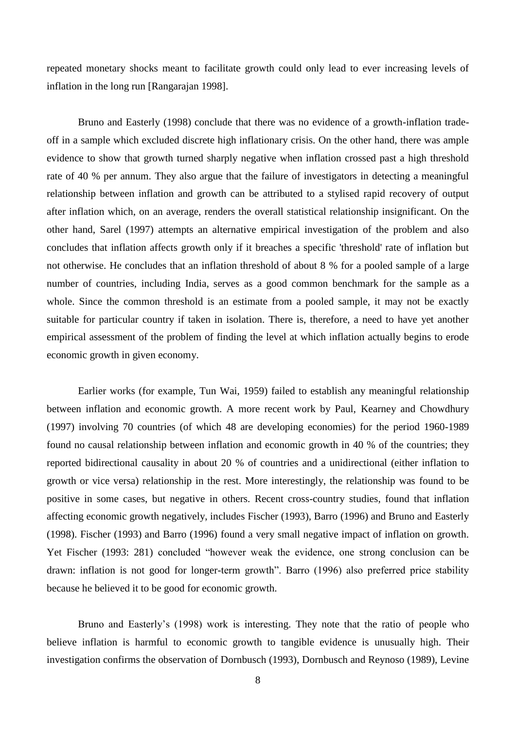repeated monetary shocks meant to facilitate growth could only lead to ever increasing levels of inflation in the long run [Rangarajan 1998].

Bruno and Easterly (1998) conclude that there was no evidence of a growth-inflation trade-off in a sample which excluded discrete high inflationary crisis. On the other hand, there was ample evidence to show that growth turned sharply negative when inflation crossed past a high threshold rate of 40 % per annum. They also argue that the failure of investigators in detecting a meaningful relationship between inflation and growth can be attributed to a stylised rapid recovery of output after inflation which, on an average, renders the overall statistical relationship insignificant. On the other hand, Sarel (1997) attempts an alternative empirical investigation of the problem and also concludes that inflation affects growth only if it breaches a specific 'threshold' rate of inflation but not otherwise. He concludes that an inflation threshold of about 8 % for a pooled sample of a large number of countries, including India, serves as a good common benchmark for the sample as a whole. Since the common threshold is an estimate from a pooled sample, it may not be exactly suitable for particular country if taken in isolation. There is, therefore, a need to have yet another empirical assessment of the problem of finding the level at which inflation actually begins to erode economic growth in given economy.

Earlier works (for example, Tun Wai, 1959) failed to establish any meaningful relationship between inflation and economic growth. A more recent work by Paul, Kearney and Chowdhury (1997) involving 70 countries (of which 48 are developing economies) for the period 1960-1989 found no causal relationship between inflation and economic growth in 40 % of the countries; they reported bidirectional causality in about 20 % of countries and a unidirectional (either inflation to growth or vice versa) relationship in the rest. More interestingly, the relationship was found to be positive in some cases, but negative in others. Recent cross-country studies, found that inflation affecting economic growth negatively, includes Fischer (1993), Barro (1996) and Bruno and Easterly (1998). Fischer (1993) and Barro (1996) found a very small negative impact of inflation on growth. Yet Fischer (1993: 281) concluded "however weak the evidence, one strong conclusion can be drawn: inflation is not good for longer-term growth". Barro (1996) also preferred price stability because he believed it to be good for economic growth.

Bruno and Easterly's (1998) work is interesting. They note that the ratio of people who believe inflation is harmful to economic growth to tangible evidence is unusually high. Their investigation confirms the observation of Dornbusch (1993), Dornbusch and Reynoso (1989), Levine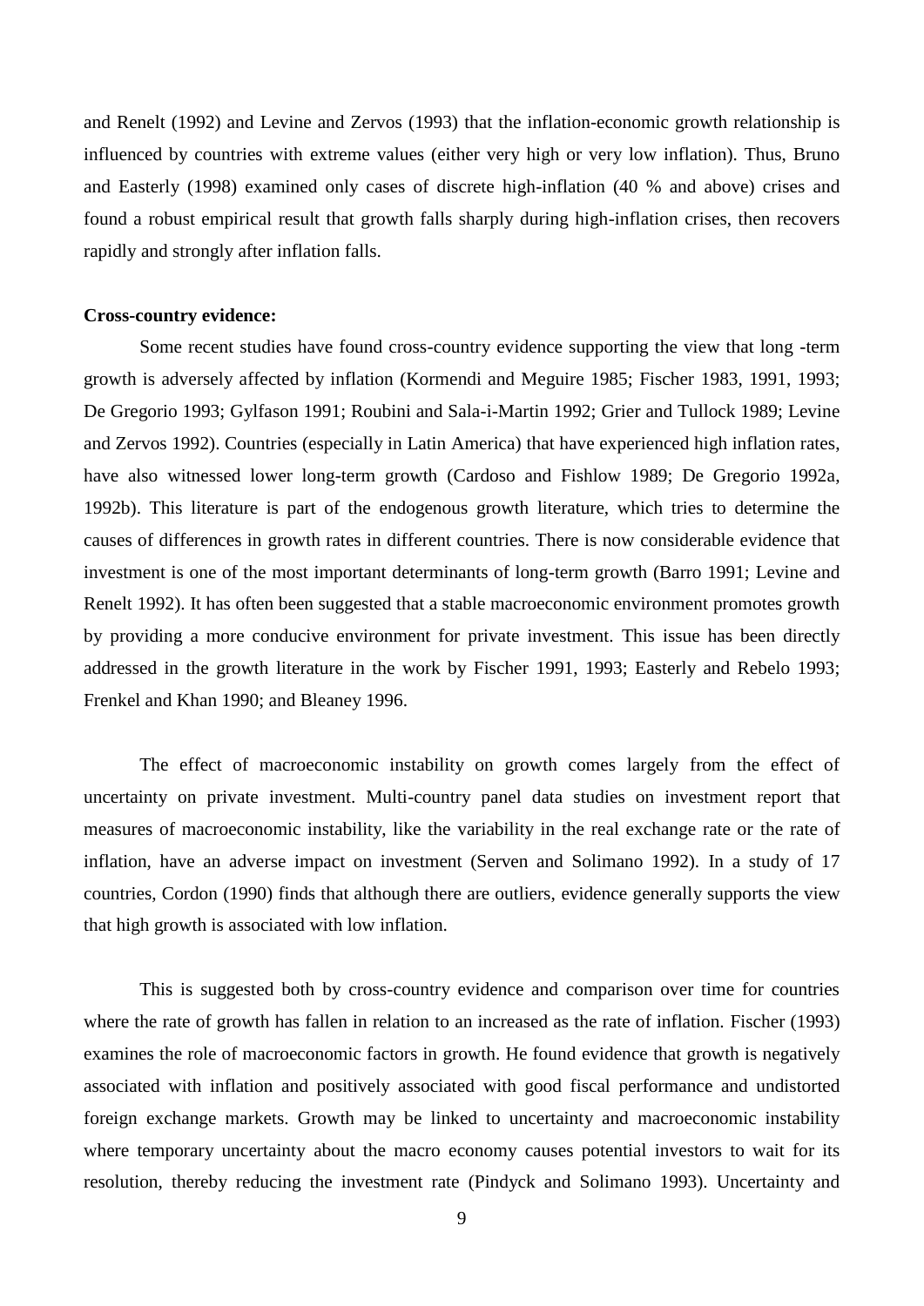and Renelt (1992) and Levine and Zervos (1993) that the inflation-economic growth relationship is influenced by countries with extreme values (either very high or very low inflation). Thus, Bruno and Easterly (1998) examined only cases of discrete high-inflation (40 % and above) crises and found a robust empirical result that growth falls sharply during high-inflation crises, then recovers rapidly and strongly after inflation falls.

**Cross-country evidence:**

Some recent studies have found cross-country evidence supporting the view that long -term growth is adversely affected by inflation (Kormendi and Meguire 1985; Fischer 1983, 1991, 1993; De Gregorio 1993; Gylfason 1991; Roubini and Sala-i-Martin 1992; Grier and Tullock 1989; Levine and Zervos 1992). Countries (especially in Latin America) that have experienced high inflation rates, have also witnessed lower long-term growth (Cardoso and Fishlow 1989; De Gregorio 1992a, 1992b). This literature is part of the endogenous growth literature, which tries to determine the causes of differences in growth rates in different countries. There is now considerable evidence that investment is one of the most important determinants of long-term growth (Barro 1991; Levine and Renelt 1992). It has often been suggested that a stable macroeconomic environment promotes growth by providing a more conducive environment for private investment. This issue has been directly addressed in the growth literature in the work by Fischer 1991, 1993; Easterly and Rebelo 1993; Frenkel and Khan 1990; and Bleaney 1996.

The effect of macroeconomic instability on growth comes largely from the effect of uncertainty on private investment. Multi-country panel data studies on investment report that measures of macroeconomic instability, like the variability in the real exchange rate or the rate of inflation, have an adverse impact on investment (Serven and Solimano 1992). In a study of 17 countries, Cordon (1990) finds that although there are outliers, evidence generally supports the view that high growth is associated with low inflation.

This is suggested both by cross-country evidence and comparison over time for countries where the rate of growth has fallen in relation to an increased as the rate of inflation. Fischer (1993) examines the role of macroeconomic factors in growth. He found evidence that growth is negatively associated with inflation and positively associated with good fiscal performance and undistorted foreign exchange markets. Growth may be linked to uncertainty and macroeconomic instability where temporary uncertainty about the macro economy causes potential investors to wait for its resolution, thereby reducing the investment rate (Pindyck and Solimano 1993). Uncertainty and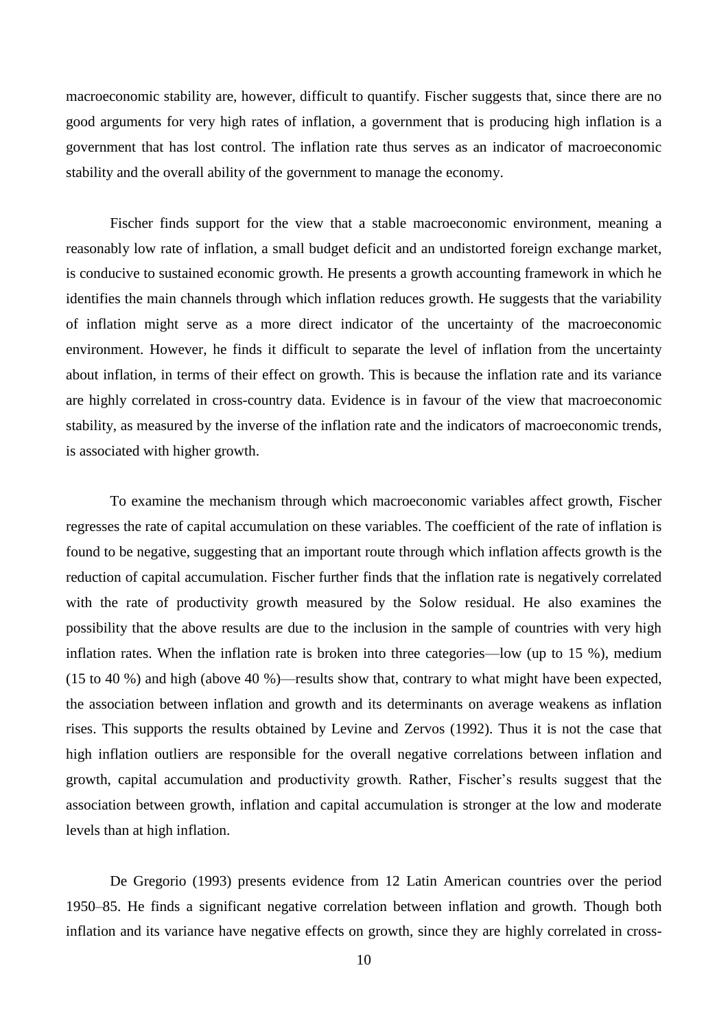macroeconomic stability are, however, difficult to quantify. Fischer suggests that, since there are no good arguments for very high rates of inflation, a government that is producing high inflation is a government that has lost control. The inflation rate thus serves as an indicator of macroeconomic stability and the overall ability of the government to manage the economy.

Fischer finds support for the view that a stable macroeconomic environment, meaning a reasonably low rate of inflation, a small budget deficit and an undistorted foreign exchange market, is conducive to sustained economic growth. He presents a growth accounting framework in which he identifies the main channels through which inflation reduces growth. He suggests that the variability of inflation might serve as a more direct indicator of the uncertainty of the macroeconomic environment. However, he finds it difficult to separate the level of inflation from the uncertainty about inflation, in terms of their effect on growth. This is because the inflation rate and its variance are highly correlated in cross-country data. Evidence is in favour of the view that macroeconomic stability, as measured by the inverse of the inflation rate and the indicators of macroeconomic trends, is associated with higher growth.

To examine the mechanism through which macroeconomic variables affect growth, Fischer regresses the rate of capital accumulation on these variables. The coefficient of the rate of inflation is found to be negative, suggesting that an important route through which inflation affects growth is the reduction of capital accumulation. Fischer further finds that the inflation rate is negatively correlated with the rate of productivity growth measured by the Solow residual. He also examines the possibility that the above results are due to the inclusion in the sample of countries with very high inflation rates. When the inflation rate is broken into three categories—low (up to 15 %), medium (15 to 40 %) and high (above 40 %)—results show that, contrary to what might have been expected, the association between inflation and growth and its determinants on average weakens as inflation rises. This supports the results obtained by Levine and Zervos (1992). Thus it is not the case that high inflation outliers are responsible for the overall negative correlations between inflation and growth, capital accumulation and productivity growth. Rather, Fischer's results suggest that the association between growth, inflation and capital accumulation is stronger at the low and moderate levels than at high inflation.

De Gregorio (1993) presents evidence from 12 Latin American countries over the period 1950–85. He finds a significant negative correlation between inflation and growth. Though both inflation and its variance have negative effects on growth, since they are highly correlated in cross-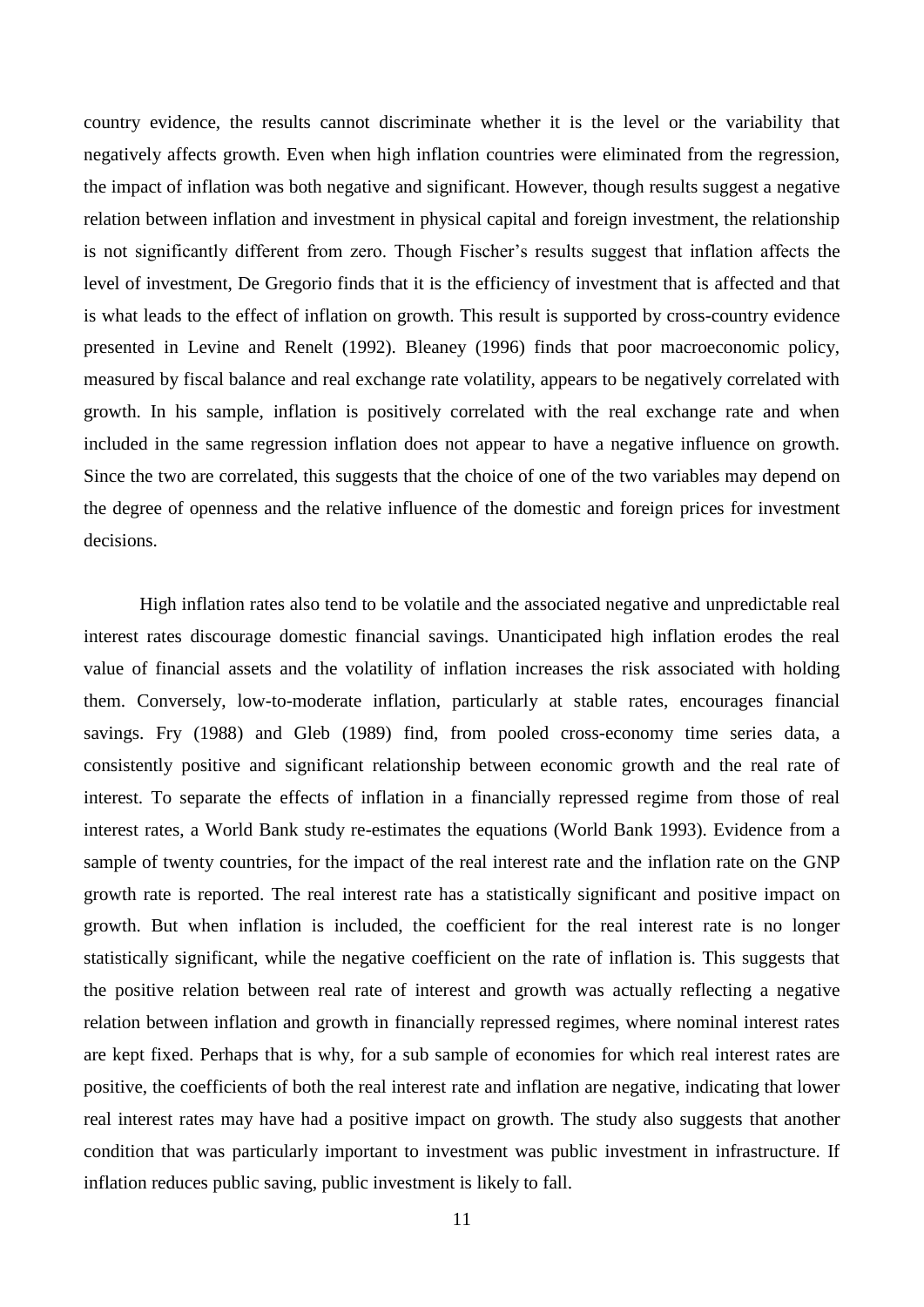country evidence, the results cannot discriminate whether it is the level or the variability that negatively affects growth. Even when high inflation countries were eliminated from the regression, the impact of inflation was both negative and significant. However, though results suggest a negative relation between inflation and investment in physical capital and foreign investment, the relationship is not significantly different from zero. Though Fischer's results suggest that inflation affects the level of investment, De Gregorio finds that it is the efficiency of investment that is affected and that is what leads to the effect of inflation on growth. This result is supported by cross-country evidence presented in Levine and Renelt (1992). Bleaney (1996) finds that poor macroeconomic policy, measured by fiscal balance and real exchange rate volatility, appears to be negatively correlated with growth. In his sample, inflation is positively correlated with the real exchange rate and when included in the same regression inflation does not appear to have a negative influence on growth. Since the two are correlated, this suggests that the choice of one of the two variables may depend on the degree of openness and the relative influence of the domestic and foreign prices for investment decisions.

High inflation rates also tend to be volatile and the associated negative and unpredictable real interest rates discourage domestic financial savings. Unanticipated high inflation erodes the real value of financial assets and the volatility of inflation increases the risk associated with holding them. Conversely, low-to-moderate inflation, particularly at stable rates, encourages financial savings. Fry (1988) and Gleb (1989) find, from pooled cross-economy time series data, a consistently positive and significant relationship between economic growth and the real rate of interest. To separate the effects of inflation in a financially repressed regime from those of real interest rates, a World Bank study re-estimates the equations (World Bank 1993). Evidence from a sample of twenty countries, for the impact of the real interest rate and the inflation rate on the GNP growth rate is reported. The real interest rate has a statistically significant and positive impact on growth. But when inflation is included, the coefficient for the real interest rate is no longer statistically significant, while the negative coefficient on the rate of inflation is. This suggests that the positive relation between real rate of interest and growth was actually reflecting a negative relation between inflation and growth in financially repressed regimes, where nominal interest rates are kept fixed. Perhaps that is why, for a sub sample of economies for which real interest rates are positive, the coefficients of both the real interest rate and inflation are negative, indicating that lower real interest rates may have had a positive impact on growth. The study also suggests that another condition that was particularly important to investment was public investment in infrastructure. If inflation reduces public saving, public investment is likely to fall.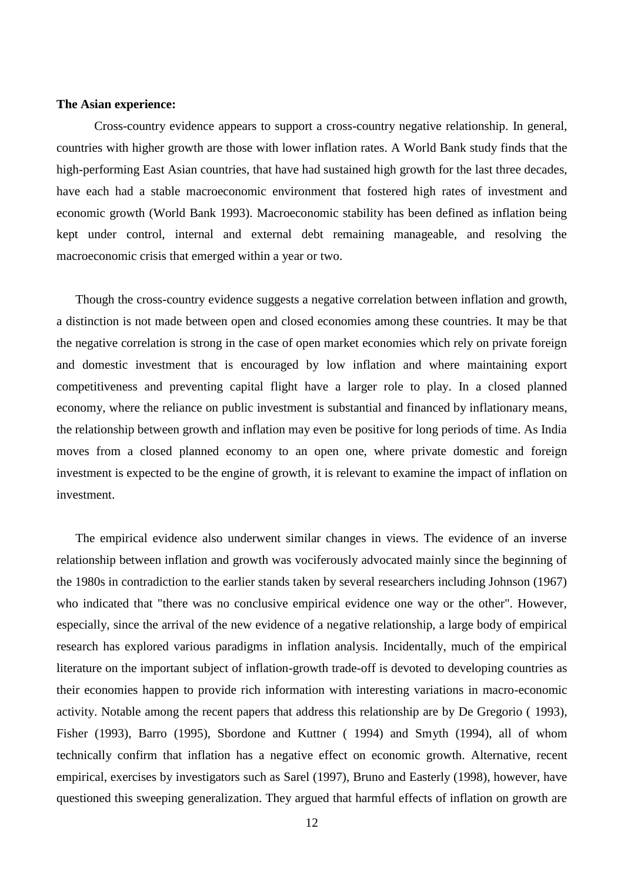**The Asian experience:**

Cross-country evidence appears to support a cross-country negative relationship. In general, countries with higher growth are those with lower inflation rates. A World Bank study finds that the high-performing East Asian countries, that have had sustained high growth for the last three decades, have each had a stable macroeconomic environment that fostered high rates of investment and economic growth (World Bank 1993). Macroeconomic stability has been defined as inflation being kept under control, internal and external debt remaining manageable, and resolving the macroeconomic crisis that emerged within a year or two.

Though the cross-country evidence suggests a negative correlation between inflation and growth, a distinction is not made between open and closed economies among these countries. It may be that the negative correlation is strong in the case of open market economies which rely on private foreign and domestic investment that is encouraged by low inflation and where maintaining export competitiveness and preventing capital flight have a larger role to play. In a closed planned economy, where the reliance on public investment is substantial and financed by inflationary means, the relationship between growth and inflation may even be positive for long periods of time. As India moves from a closed planned economy to an open one, where private domestic and foreign investment is expected to be the engine of growth, it is relevant to examine the impact of inflation on investment.

The empirical evidence also underwent similar changes in views. The evidence of an inverse relationship between inflation and growth was vociferously advocated mainly since the beginning of the 1980s in contradiction to the earlier stands taken by several researchers including Johnson (1967) who indicated that "there was no conclusive empirical evidence one way or the other". However, especially, since the arrival of the new evidence of a negative relationship, a large body of empirical research has explored various paradigms in inflation analysis. Incidentally, much of the empirical literature on the important subject of inflation-growth trade-off is devoted to developing countries as their economies happen to provide rich information with interesting variations in macro-economic activity. Notable among the recent papers that address this relationship are by De Gregorio ( 1993), Fisher (1993), Barro (1995), Sbordone and Kuttner ( 1994) and Smyth (1994), all of whom technically confirm that inflation has a negative effect on economic growth. Alternative, recent empirical, exercises by investigators such as Sarel (1997), Bruno and Easterly (1998), however, have questioned this sweeping generalization. They argued that harmful effects of inflation on growth are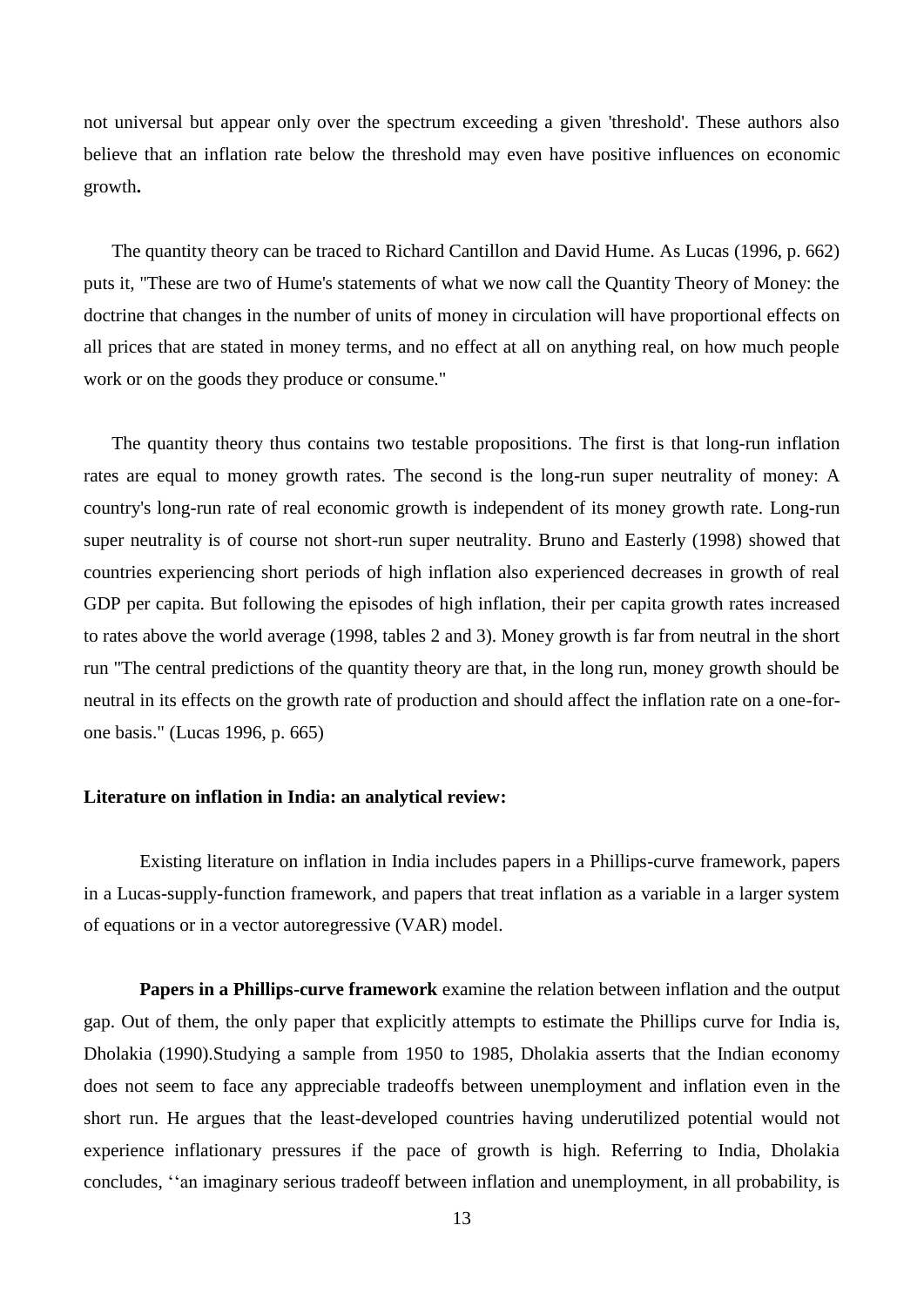not universal but appear only over the spectrum exceeding a given 'threshold'. These authors also believe that an inflation rate below the threshold may even have positive influences on economic growth**.**

The quantity theory can be traced to Richard Cantillon and David Hume. As Lucas (1996, p. 662) puts it, "These are two of Hume's statements of what we now call the Quantity Theory of Money: the doctrine that changes in the number of units of money in circulation will have proportional effects on all prices that are stated in money terms, and no effect at all on anything real, on how much people work or on the goods they produce or consume."

The quantity theory thus contains two testable propositions. The first is that long-run inflation rates are equal to money growth rates. The second is the long-run super neutrality of money: A country's long-run rate of real economic growth is independent of its money growth rate. Long-run super neutrality is of course not short-run super neutrality. Bruno and Easterly (1998) showed that countries experiencing short periods of high inflation also experienced decreases in growth of real GDP per capita. But following the episodes of high inflation, their per capita growth rates increased to rates above the world average (1998, tables 2 and 3). Money growth is far from neutral in the short run "The central predictions of the quantity theory are that, in the long run, money growth should be neutral in its effects on the growth rate of production and should affect the inflation rate on a one-for-one basis." (Lucas 1996, p. 665)

**Literature on inflation in India: an analytical review:**

Existing literature on inflation in India includes papers in a Phillips-curve framework, papers in a Lucas-supply-function framework, and papers that treat inflation as a variable in a larger system of equations or in a vector autoregressive (VAR) model.

**Papers in a Phillips-curve framework** examine the relation between inflation and the output gap. Out of them, the only paper that explicitly attempts to estimate the Phillips curve for India is, Dholakia (1990).Studying a sample from 1950 to 1985, Dholakia asserts that the Indian economy does not seem to face any appreciable tradeoffs between unemployment and inflation even in the short run. He argues that the least-developed countries having underutilized potential would not experience inflationary pressures if the pace of growth is high. Referring to India, Dholakia concludes, ‘‘an imaginary serious tradeoff between inflation and unemployment, in all probability, is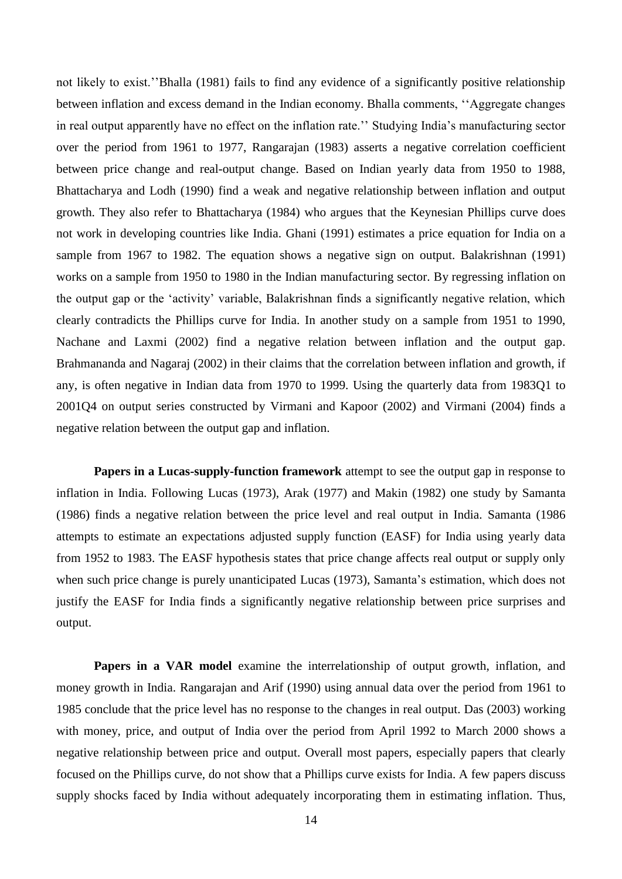not likely to exist.''Bhalla (1981) fails to find any evidence of a significantly positive relationship between inflation and excess demand in the Indian economy. Bhalla comments, ''Aggregate changes in real output apparently have no effect on the inflation rate.'' Studying India's manufacturing sector over the period from 1961 to 1977, Rangarajan (1983) asserts a negative correlation coefficient between price change and real-output change. Based on Indian yearly data from 1950 to 1988, Bhattacharya and Lodh (1990) find a weak and negative relationship between inflation and output growth. They also refer to Bhattacharya (1984) who argues that the Keynesian Phillips curve does not work in developing countries like India. Ghani (1991) estimates a price equation for India on a sample from 1967 to 1982. The equation shows a negative sign on output. Balakrishnan (1991) works on a sample from 1950 to 1980 in the Indian manufacturing sector. By regressing inflation on the output gap or the 'activity' variable, Balakrishnan finds a significantly negative relation, which clearly contradicts the Phillips curve for India. In another study on a sample from 1951 to 1990, Nachane and Laxmi (2002) find a negative relation between inflation and the output gap. Brahmananda and Nagaraj (2002) in their claims that the correlation between inflation and growth, if any, is often negative in Indian data from 1970 to 1999. Using the quarterly data from 1983Q1 to 2001Q4 on output series constructed by Virmani and Kapoor (2002) and Virmani (2004) finds a negative relation between the output gap and inflation.

**Papers in a Lucas-supply-function framework** attempt to see the output gap in response to inflation in India. Following Lucas (1973), Arak (1977) and Makin (1982) one study by Samanta (1986) finds a negative relation between the price level and real output in India. Samanta (1986 attempts to estimate an expectations adjusted supply function (EASF) for India using yearly data from 1952 to 1983. The EASF hypothesis states that price change affects real output or supply only when such price change is purely unanticipated Lucas (1973), Samanta's estimation, which does not justify the EASF for India finds a significantly negative relationship between price surprises and output.

**Papers in a VAR model** examine the interrelationship of output growth, inflation, and money growth in India. Rangarajan and Arif (1990) using annual data over the period from 1961 to 1985 conclude that the price level has no response to the changes in real output. Das (2003) working with money, price, and output of India over the period from April 1992 to March 2000 shows a negative relationship between price and output. Overall most papers, especially papers that clearly focused on the Phillips curve, do not show that a Phillips curve exists for India. A few papers discuss supply shocks faced by India without adequately incorporating them in estimating inflation. Thus,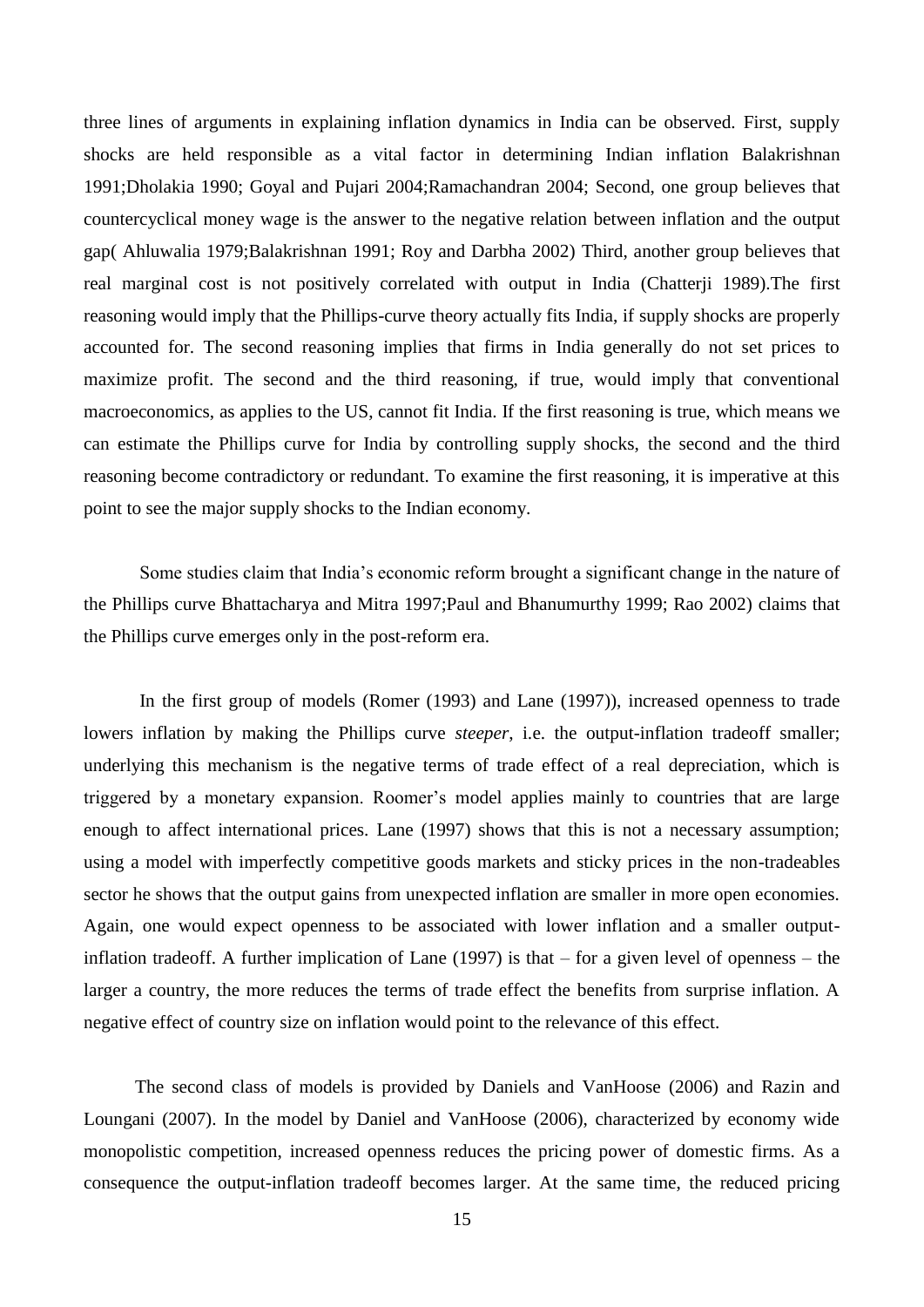three lines of arguments in explaining inflation dynamics in India can be observed. First, supply shocks are held responsible as a vital factor in determining Indian inflation Balakrishnan 1991;Dholakia 1990; Goyal and Pujari 2004;Ramachandran 2004; Second, one group believes that countercyclical money wage is the answer to the negative relation between inflation and the output gap( Ahluwalia 1979;Balakrishnan 1991; Roy and Darbha 2002) Third, another group believes that real marginal cost is not positively correlated with output in India (Chatterji 1989).The first reasoning would imply that the Phillips-curve theory actually fits India, if supply shocks are properly accounted for. The second reasoning implies that firms in India generally do not set prices to maximize profit. The second and the third reasoning, if true, would imply that conventional macroeconomics, as applies to the US, cannot fit India. If the first reasoning is true, which means we can estimate the Phillips curve for India by controlling supply shocks, the second and the third reasoning become contradictory or redundant. To examine the first reasoning, it is imperative at this point to see the major supply shocks to the Indian economy.

Some studies claim that India's economic reform brought a significant change in the nature of the Phillips curve Bhattacharya and Mitra 1997;Paul and Bhanumurthy 1999; Rao 2002) claims that the Phillips curve emerges only in the post-reform era.

In the first group of models (Romer (1993) and Lane (1997)), increased openness to trade lowers inflation by making the Phillips curve *steeper*, i.e. the output-inflation tradeoff smaller; underlying this mechanism is the negative terms of trade effect of a real depreciation, which is triggered by a monetary expansion. Roomer's model applies mainly to countries that are large enough to affect international prices. Lane (1997) shows that this is not a necessary assumption; using a model with imperfectly competitive goods markets and sticky prices in the non-tradeables sector he shows that the output gains from unexpected inflation are smaller in more open economies. Again, one would expect openness to be associated with lower inflation and a smaller output-inflation tradeoff. A further implication of Lane (1997) is that – for a given level of openness – the larger a country, the more reduces the terms of trade effect the benefits from surprise inflation. A negative effect of country size on inflation would point to the relevance of this effect.

The second class of models is provided by Daniels and VanHoose (2006) and Razin and Loungani (2007). In the model by Daniel and VanHoose (2006), characterized by economy wide monopolistic competition, increased openness reduces the pricing power of domestic firms. As a consequence the output-inflation tradeoff becomes larger. At the same time, the reduced pricing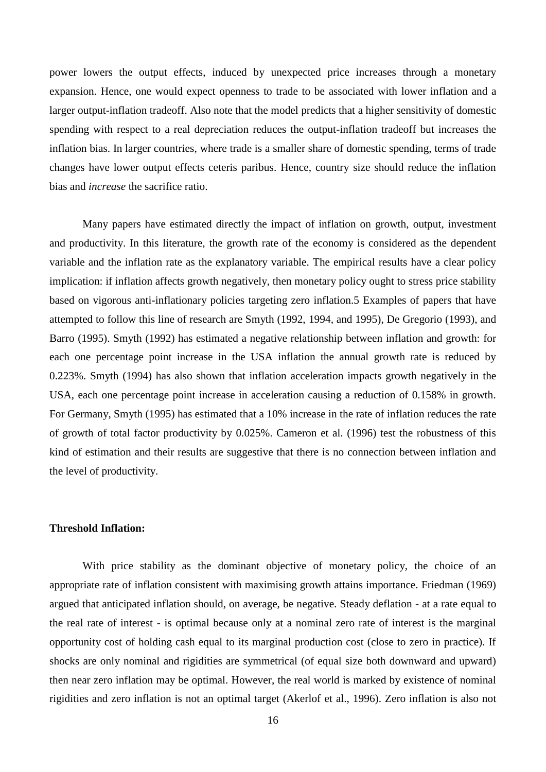power lowers the output effects, induced by unexpected price increases through a monetary expansion. Hence, one would expect openness to trade to be associated with lower inflation and a larger output-inflation tradeoff. Also note that the model predicts that a higher sensitivity of domestic spending with respect to a real depreciation reduces the output-inflation tradeoff but increases the inflation bias. In larger countries, where trade is a smaller share of domestic spending, terms of trade changes have lower output effects ceteris paribus. Hence, country size should reduce the inflation bias and *increase* the sacrifice ratio.

Many papers have estimated directly the impact of inflation on growth, output, investment and productivity. In this literature, the growth rate of the economy is considered as the dependent variable and the inflation rate as the explanatory variable. The empirical results have a clear policy implication: if inflation affects growth negatively, then monetary policy ought to stress price stability based on vigorous anti-inflationary policies targeting zero inflation.5 Examples of papers that have attempted to follow this line of research are Smyth (1992, 1994, and 1995), De Gregorio (1993), and Barro (1995). Smyth (1992) has estimated a negative relationship between inflation and growth: for each one percentage point increase in the USA inflation the annual growth rate is reduced by 0.223%. Smyth (1994) has also shown that inflation acceleration impacts growth negatively in the USA, each one percentage point increase in acceleration causing a reduction of 0.158% in growth. For Germany, Smyth (1995) has estimated that a 10% increase in the rate of inflation reduces the rate of growth of total factor productivity by 0.025%. Cameron et al. (1996) test the robustness of this kind of estimation and their results are suggestive that there is no connection between inflation and the level of productivity.

**Threshold Inflation:**

With price stability as the dominant objective of monetary policy, the choice of an appropriate rate of inflation consistent with maximising growth attains importance. Friedman (1969) argued that anticipated inflation should, on average, be negative. Steady deflation - at a rate equal to the real rate of interest - is optimal because only at a nominal zero rate of interest is the marginal opportunity cost of holding cash equal to its marginal production cost (close to zero in practice). If shocks are only nominal and rigidities are symmetrical (of equal size both downward and upward) then near zero inflation may be optimal. However, the real world is marked by existence of nominal rigidities and zero inflation is not an optimal target (Akerlof et al., 1996). Zero inflation is also not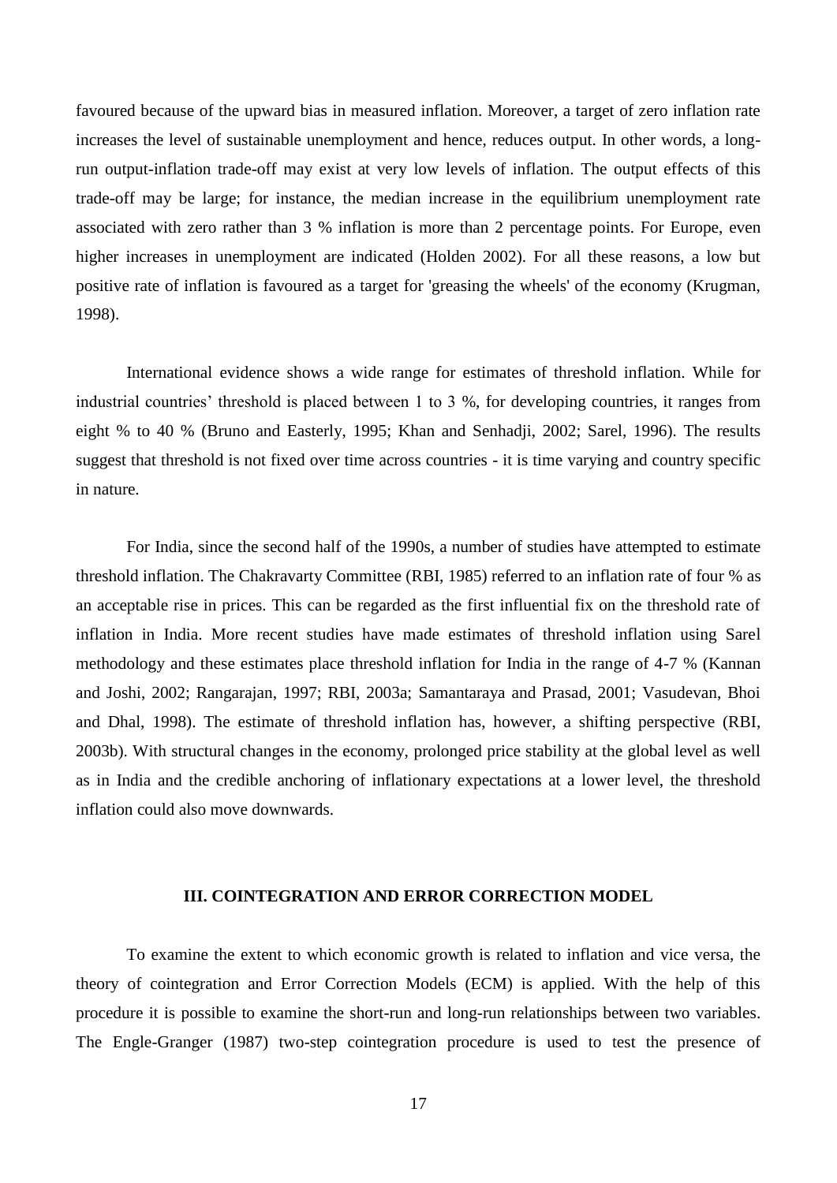favoured because of the upward bias in measured inflation. Moreover, a target of zero inflation rate increases the level of sustainable unemployment and hence, reduces output. In other words, a long-run output-inflation trade-off may exist at very low levels of inflation. The output effects of this trade-off may be large; for instance, the median increase in the equilibrium unemployment rate associated with zero rather than 3 % inflation is more than 2 percentage points. For Europe, even higher increases in unemployment are indicated (Holden 2002). For all these reasons, a low but positive rate of inflation is favoured as a target for 'greasing the wheels' of the economy (Krugman, 1998).

International evidence shows a wide range for estimates of threshold inflation. While for industrial countries' threshold is placed between 1 to 3 %, for developing countries, it ranges from eight % to 40 % (Bruno and Easterly, 1995; Khan and Senhadji, 2002; Sarel, 1996). The results suggest that threshold is not fixed over time across countries - it is time varying and country specific in nature.

For India, since the second half of the 1990s, a number of studies have attempted to estimate threshold inflation. The Chakravarty Committee (RBI, 1985) referred to an inflation rate of four % as an acceptable rise in prices. This can be regarded as the first influential fix on the threshold rate of inflation in India. More recent studies have made estimates of threshold inflation using Sarel methodology and these estimates place threshold inflation for India in the range of 4-7 % (Kannan and Joshi, 2002; Rangarajan, 1997; RBI, 2003a; Samantaraya and Prasad, 2001; Vasudevan, Bhoi and Dhal, 1998). The estimate of threshold inflation has, however, a shifting perspective (RBI, 2003b). With structural changes in the economy, prolonged price stability at the global level as well as in India and the credible anchoring of inflationary expectations at a lower level, the threshold inflation could also move downwards.

## III. COINTEGRATION AND ERROR CORRECTION MODEL

To examine the extent to which economic growth is related to inflation and vice versa, the theory of cointegration and Error Correction Models (ECM) is applied. With the help of this procedure it is possible to examine the short-run and long-run relationships between two variables. The Engle-Granger (1987) two-step cointegration procedure is used to test the presence of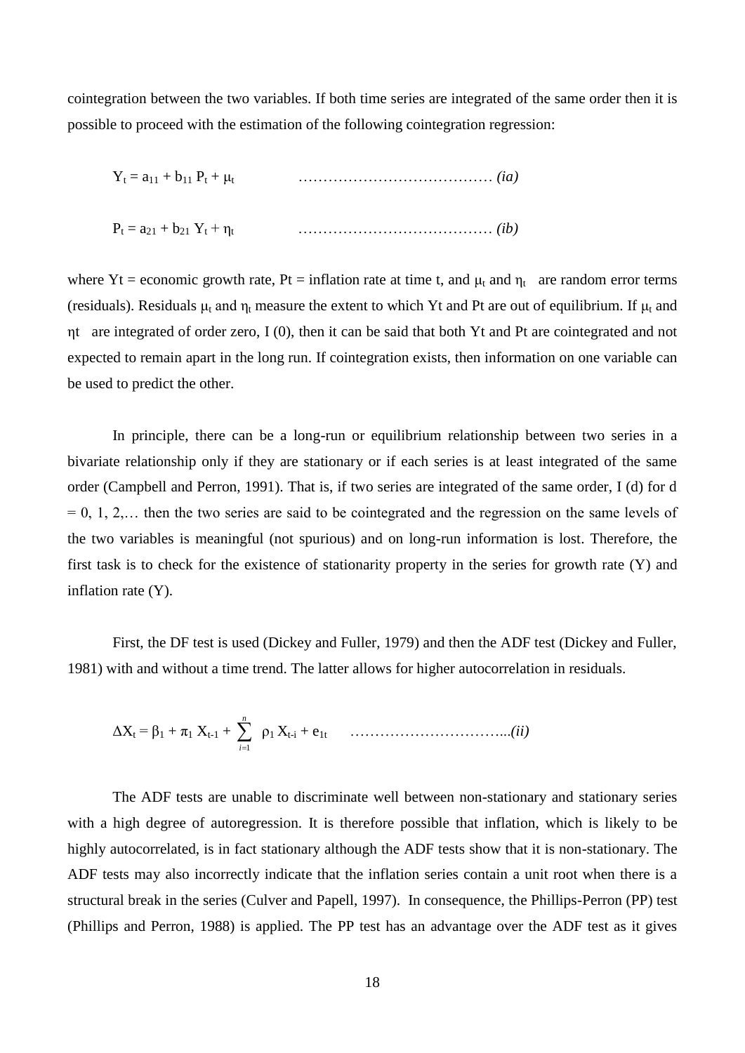cointegration between the two variables. If both time series are integrated of the same order then it is possible to proceed with the estimation of the following cointegration regression:

$$Y_t = a_{11} + b_{11} P_t + \mu_t \qquad \ldots\ldots\ldots\ldots\ldots\ldots\ldots\ldots\ldots\ldots\ldots\ldots \textit{(ia)}$$

$$P_t = a_{21} + b_{21} Y_t + \eta_t \qquad \ldots\ldots\ldots\ldots\ldots\ldots\ldots\ldots\ldots\ldots\ldots\ldots \textit{(ib)}$$

where Yt = economic growth rate, Pt = inflation rate at time t, and $\mu_t$ and $\eta_t$ are random error terms (residuals). Residuals $\mu_t$ and $\eta_t$ measure the extent to which Yt and Pt are out of equilibrium. If $\mu_t$ and $\eta$t are integrated of order zero, I (0), then it can be said that both Yt and Pt are cointegrated and not expected to remain apart in the long run. If cointegration exists, then information on one variable can be used to predict the other.

In principle, there can be a long-run or equilibrium relationship between two series in a bivariate relationship only if they are stationary or if each series is at least integrated of the same order (Campbell and Perron, 1991). That is, if two series are integrated of the same order, I (d) for d = 0, 1, 2,… then the two series are said to be cointegrated and the regression on the same levels of the two variables is meaningful (not spurious) and on long-run information is lost. Therefore, the first task is to check for the existence of stationarity property in the series for growth rate (Y) and inflation rate (Y).

First, the DF test is used (Dickey and Fuller, 1979) and then the ADF test (Dickey and Fuller, 1981) with and without a time trend. The latter allows for higher autocorrelation in residuals.

$$\Delta X_t = \beta_1 + \pi_1 X_{t-1} + \sum_{i=1}^{n} \rho_1 X_{t-i} + e_{1t} \qquad \ldots\ldots\ldots\ldots\ldots\ldots\ldots\ldots\ldots\ldots\textit{(ii)}$$

The ADF tests are unable to discriminate well between non-stationary and stationary series with a high degree of autoregression. It is therefore possible that inflation, which is likely to be highly autocorrelated, is in fact stationary although the ADF tests show that it is non-stationary. The ADF tests may also incorrectly indicate that the inflation series contain a unit root when there is a structural break in the series (Culver and Papell, 1997). In consequence, the Phillips-Perron (PP) test (Phillips and Perron, 1988) is applied. The PP test has an advantage over the ADF test as it gives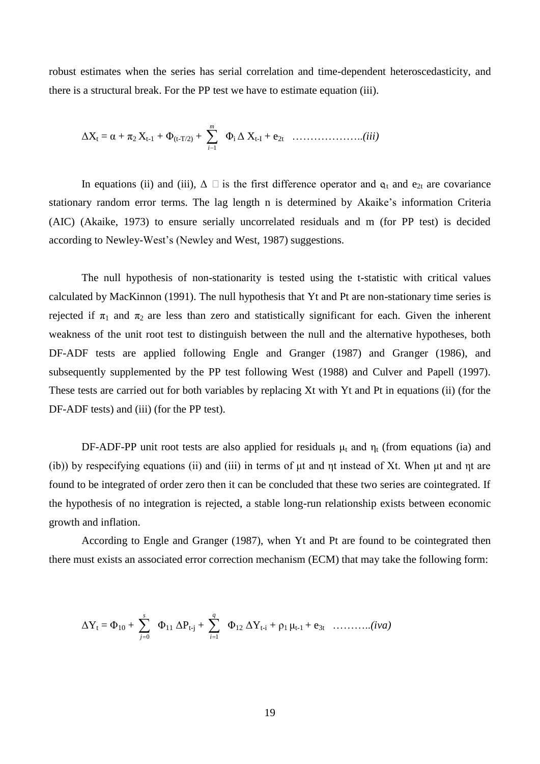robust estimates when the series has serial correlation and time-dependent heteroscedasticity, and there is a structural break. For the PP test we have to estimate equation (iii).

$$\Delta X_t = \alpha + \pi_2 X_{t-1} + \Phi_{(t-T/2)} + \sum_{i-1}^{m} \Phi_i \Delta X_{t-I} + e_{2t} \quad \ldots\ldots\ldots\ldots\ldots\ldots..(iii)$$

In equations (ii) and (iii), $\Delta$ is the first difference operator and $e_{1t}$ and $e_{2t}$ are covariance stationary random error terms. The lag length n is determined by Akaike's information Criteria (AIC) (Akaike, 1973) to ensure serially uncorrelated residuals and m (for PP test) is decided according to Newley-West's (Newley and West, 1987) suggestions.

The null hypothesis of non-stationarity is tested using the t-statistic with critical values calculated by MacKinnon (1991). The null hypothesis that Yt and Pt are non-stationary time series is rejected if $\pi_1$ and $\pi_2$ are less than zero and statistically significant for each. Given the inherent weakness of the unit root test to distinguish between the null and the alternative hypotheses, both DF-ADF tests are applied following Engle and Granger (1987) and Granger (1986), and subsequently supplemented by the PP test following West (1988) and Culver and Papell (1997). These tests are carried out for both variables by replacing Xt with Yt and Pt in equations (ii) (for the DF-ADF tests) and (iii) (for the PP test).

DF-ADF-PP unit root tests are also applied for residuals $\mu_t$ and $\eta_t$ (from equations (ia) and (ib)) by respecifying equations (ii) and (iii) in terms of μt and ηt instead of Xt. When μt and ηt are found to be integrated of order zero then it can be concluded that these two series are cointegrated. If the hypothesis of no integration is rejected, a stable long-run relationship exists between economic growth and inflation.

According to Engle and Granger (1987), when Yt and Pt are found to be cointegrated then there must exists an associated error correction mechanism (ECM) that may take the following form:

$$\Delta Y_t = \Phi_{10} + \sum_{j=0}^{s} \Phi_{11} \Delta P_{t-j} + \sum_{i=1}^{q} \Phi_{12} \Delta Y_{t-i} + \rho_1 \mu_{t-1} + e_{3t} \quad \ldots\ldots\ldots..(iva)$$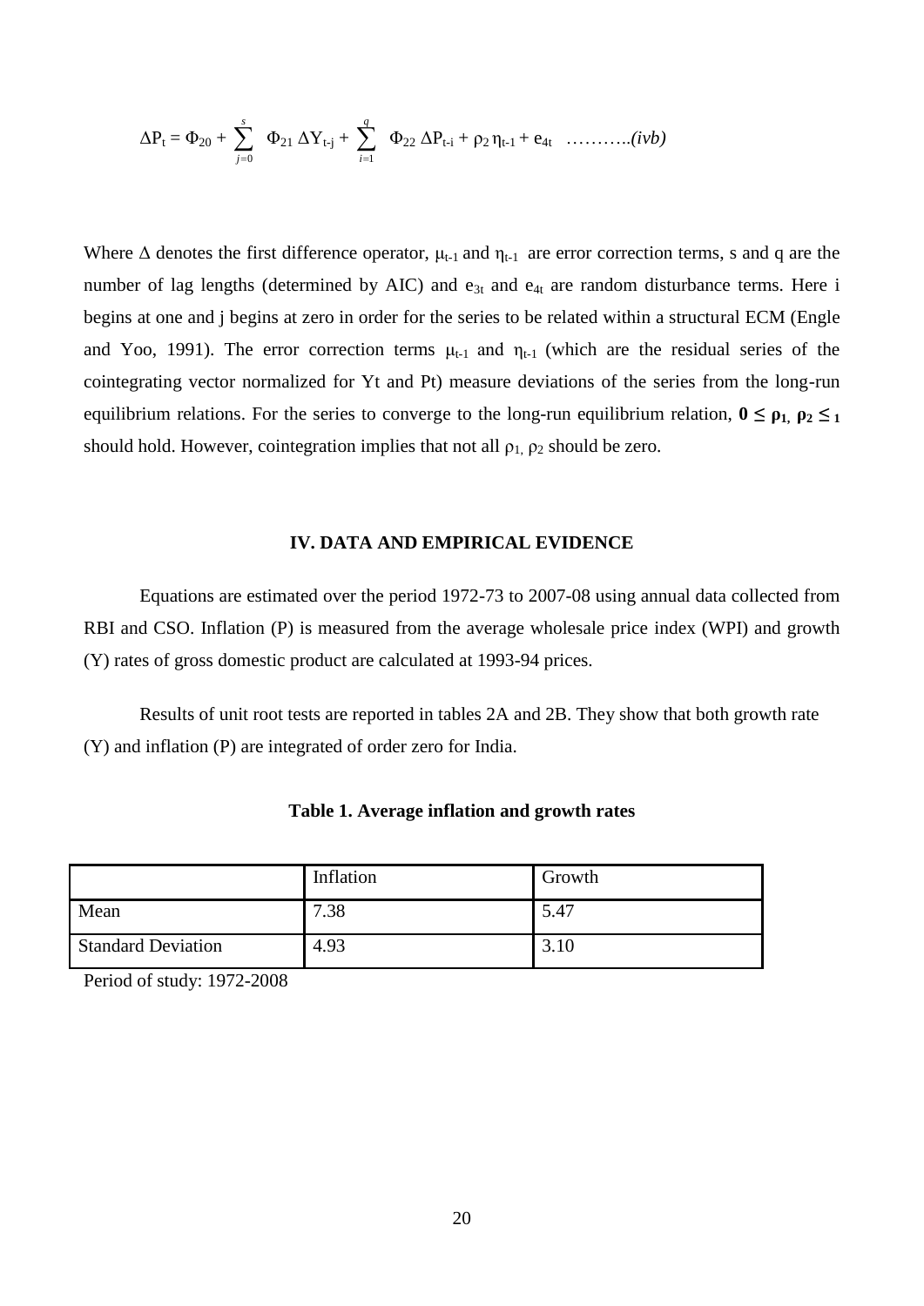$$\Delta P_t = \Phi_{20} + \sum_{j=0}^{s} \Phi_{21} \Delta Y_{t-j} + \sum_{i=1}^{q} \Phi_{22} \Delta P_{t-i} + \rho_2 \eta_{t-1} + e_{4t} \quad \ldots\ldots\ldots..(ivb)$$

Where $\Delta$ denotes the first difference operator, $\mu_{t-1}$ and $\eta_{t-1}$ are error correction terms, s and q are the number of lag lengths (determined by AIC) and $e_{3t}$ and $e_{4t}$ are random disturbance terms. Here i begins at one and j begins at zero in order for the series to be related within a structural ECM (Engle and Yoo, 1991). The error correction terms $\mu_{t-1}$ and $\eta_{t-1}$ (which are the residual series of the cointegrating vector normalized for Yt and Pt) measure deviations of the series from the long-run equilibrium relations. For the series to converge to the long-run equilibrium relation, $\mathbf{0 \leq \rho_1, \rho_2 \leq 1}$ should hold. However, cointegration implies that not all $\rho_1, \rho_2$ should be zero.

## IV. DATA AND EMPIRICAL EVIDENCE

Equations are estimated over the period 1972-73 to 2007-08 using annual data collected from RBI and CSO. Inflation (P) is measured from the average wholesale price index (WPI) and growth (Y) rates of gross domestic product are calculated at 1993-94 prices.

Results of unit root tests are reported in tables 2A and 2B. They show that both growth rate (Y) and inflation (P) are integrated of order zero for India.

**Table 1. Average inflation and growth rates**

| | Inflation | Growth |
|---|---|---|
| Mean | 7.38 | 5.47 |
| Standard Deviation | 4.93 | 3.10 |

Period of study: 1972-2008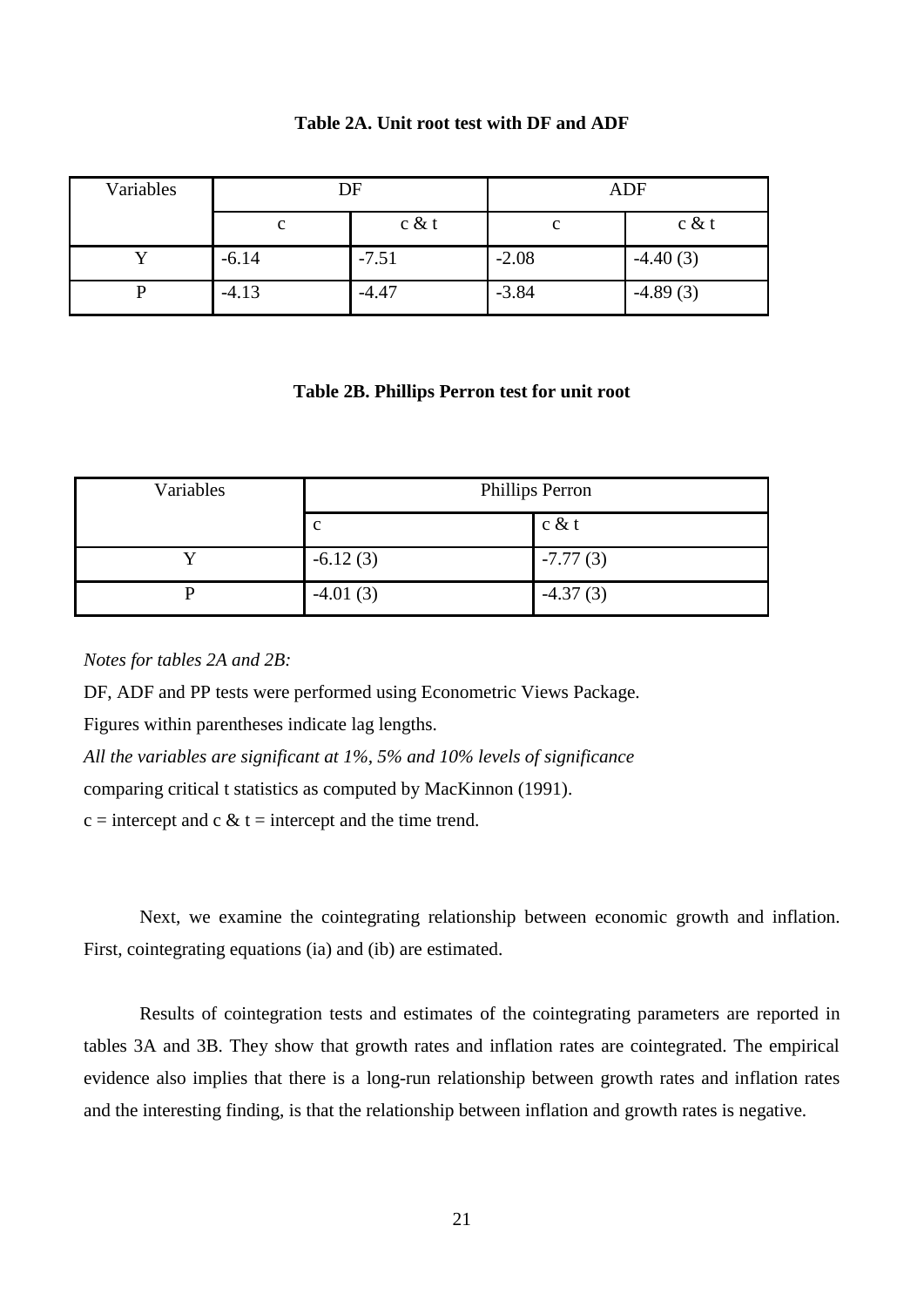**Table 2A. Unit root test with DF and ADF**

| Variables | DF | | ADF | |
|---|---|---|---|---|
| | c | c & t | c | c & t |
| Y | -6.14 | -7.51 | -2.08 | -4.40 (3) |
| P | -4.13 | -4.47 | -3.84 | -4.89 (3) |

**Table 2B. Phillips Perron test for unit root**

| Variables | Phillips Perron | |
|---|---|---|
| | c | c & t |
| Y | -6.12 (3) | -7.77 (3) |
| P | -4.01 (3) | -4.37 (3) |

*Notes for tables 2A and 2B:*

DF, ADF and PP tests were performed using Econometric Views Package.

Figures within parentheses indicate lag lengths.

*All the variables are significant at 1%, 5% and 10% levels of significance*

comparing critical t statistics as computed by MacKinnon (1991).

c = intercept and c & t = intercept and the time trend.

Next, we examine the cointegrating relationship between economic growth and inflation. First, cointegrating equations (ia) and (ib) are estimated.

Results of cointegration tests and estimates of the cointegrating parameters are reported in tables 3A and 3B. They show that growth rates and inflation rates are cointegrated. The empirical evidence also implies that there is a long-run relationship between growth rates and inflation rates and the interesting finding, is that the relationship between inflation and growth rates is negative.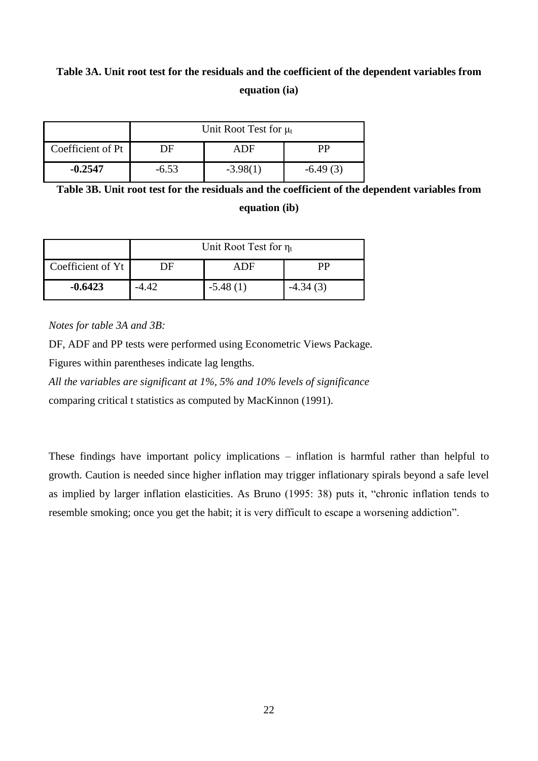**Table 3A. Unit root test for the residuals and the coefficient of the dependent variables from equation (ia)**

| | Unit Root Test for $\mu_t$ | | |
|---|---|---|---|
| Coefficient of Pt | DF | ADF | PP |
| **-0.2547** | -6.53 | -3.98(1) | -6.49 (3) |

**Table 3B. Unit root test for the residuals and the coefficient of the dependent variables from equation (ib)**

| | Unit Root Test for $\eta_t$ | | |
|---|---|---|---|
| Coefficient of Yt | DF | ADF | PP |
| **-0.6423** | -4.42 | -5.48 (1) | -4.34 (3) |

*Notes for table 3A and 3B:*

DF, ADF and PP tests were performed using Econometric Views Package.

Figures within parentheses indicate lag lengths.

*All the variables are significant at 1%, 5% and 10% levels of significance* comparing critical t statistics as computed by MacKinnon (1991).

These findings have important policy implications – inflation is harmful rather than helpful to growth. Caution is needed since higher inflation may trigger inflationary spirals beyond a safe level as implied by larger inflation elasticities. As Bruno (1995: 38) puts it, "chronic inflation tends to resemble smoking; once you get the habit; it is very difficult to escape a worsening addiction".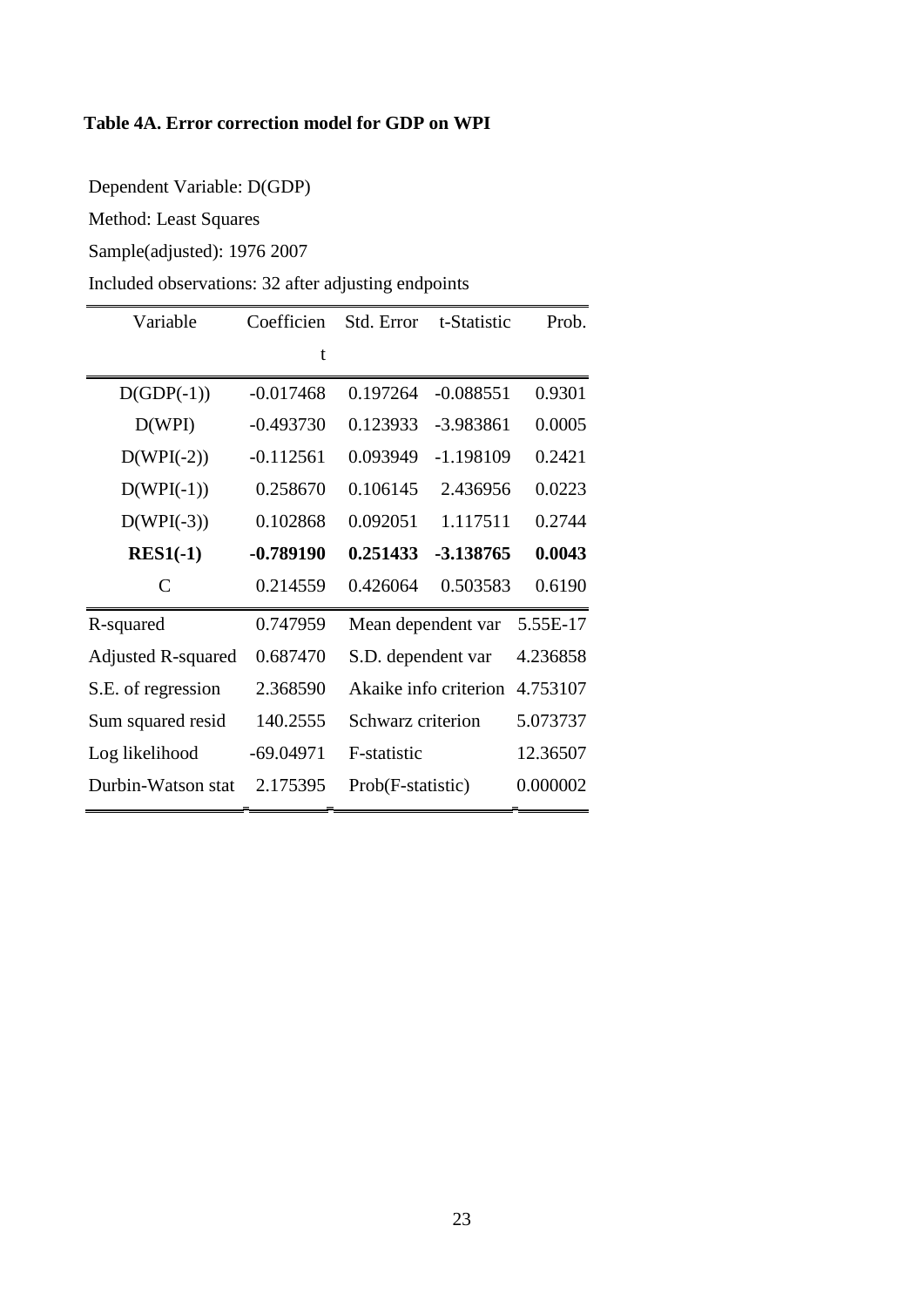**Table 4A. Error correction model for GDP on WPI**

Dependent Variable: D(GDP)

Method: Least Squares

Sample(adjusted): 1976 2007

Included observations: 32 after adjusting endpoints

| Variable | Coefficient | Std. Error | t-Statistic | Prob. |
|---|---|---|---|---|
| D(GDP(-1)) | -0.017468 | 0.197264 | -0.088551 | 0.9301 |
| D(WPI) | -0.493730 | 0.123933 | -3.983861 | 0.0005 |
| D(WPI(-2)) | -0.112561 | 0.093949 | -1.198109 | 0.2421 |
| D(WPI(-1)) | 0.258670 | 0.106145 | 2.436956 | 0.0223 |
| D(WPI(-3)) | 0.102868 | 0.092051 | 1.117511 | 0.2744 |
| **RES1(-1)** | **-0.789190** | **0.251433** | **-3.138765** | **0.0043** |
| C | 0.214559 | 0.426064 | 0.503583 | 0.6190 |

| | | | |
|---|---|---|---|
| R-squared | 0.747959 | Mean dependent var | 5.55E-17 |
| Adjusted R-squared | 0.687470 | S.D. dependent var | 4.236858 |
| S.E. of regression | 2.368590 | Akaike info criterion | 4.753107 |
| Sum squared resid | 140.2555 | Schwarz criterion | 5.073737 |
| Log likelihood | -69.04971 | F-statistic | 12.36507 |
| Durbin-Watson stat | 2.175395 | Prob(F-statistic) | 0.000002 |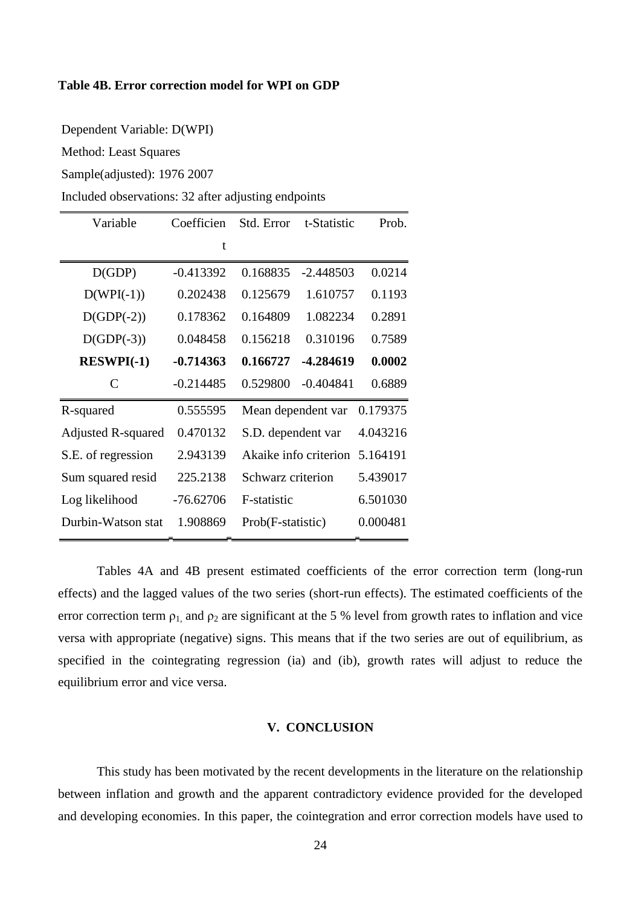**Table 4B. Error correction model for WPI on GDP**

Dependent Variable: D(WPI)

Method: Least Squares

Sample(adjusted): 1976 2007

Included observations: 32 after adjusting endpoints

| Variable | Coefficient | Std. Error | t-Statistic | Prob. |
|---|---|---|---|---|
| D(GDP) | -0.413392 | 0.168835 | -2.448503 | 0.0214 |
| D(WPI(-1)) | 0.202438 | 0.125679 | 1.610757 | 0.1193 |
| D(GDP(-2)) | 0.178362 | 0.164809 | 1.082234 | 0.2891 |
| D(GDP(-3)) | 0.048458 | 0.156218 | 0.310196 | 0.7589 |
| **RESWPI(-1)** | **-0.714363** | **0.166727** | **-4.284619** | **0.0002** |
| C | -0.214485 | 0.529800 | -0.404841 | 0.6889 |
| R-squared | 0.555595 | Mean dependent var | | 0.179375 |
| Adjusted R-squared | 0.470132 | S.D. dependent var | | 4.043216 |
| S.E. of regression | 2.943139 | Akaike info criterion | | 5.164191 |
| Sum squared resid | 225.2138 | Schwarz criterion | | 5.439017 |
| Log likelihood | -76.62706 | F-statistic | | 6.501030 |
| Durbin-Watson stat | 1.908869 | Prob(F-statistic) | | 0.000481 |

Tables 4A and 4B present estimated coefficients of the error correction term (long-run effects) and the lagged values of the two series (short-run effects). The estimated coefficients of the error correction term $\rho_1$, and $\rho_2$ are significant at the 5 % level from growth rates to inflation and vice versa with appropriate (negative) signs. This means that if the two series are out of equilibrium, as specified in the cointegrating regression (ia) and (ib), growth rates will adjust to reduce the equilibrium error and vice versa.

## V. CONCLUSION

This study has been motivated by the recent developments in the literature on the relationship between inflation and growth and the apparent contradictory evidence provided for the developed and developing economies. In this paper, the cointegration and error correction models have used to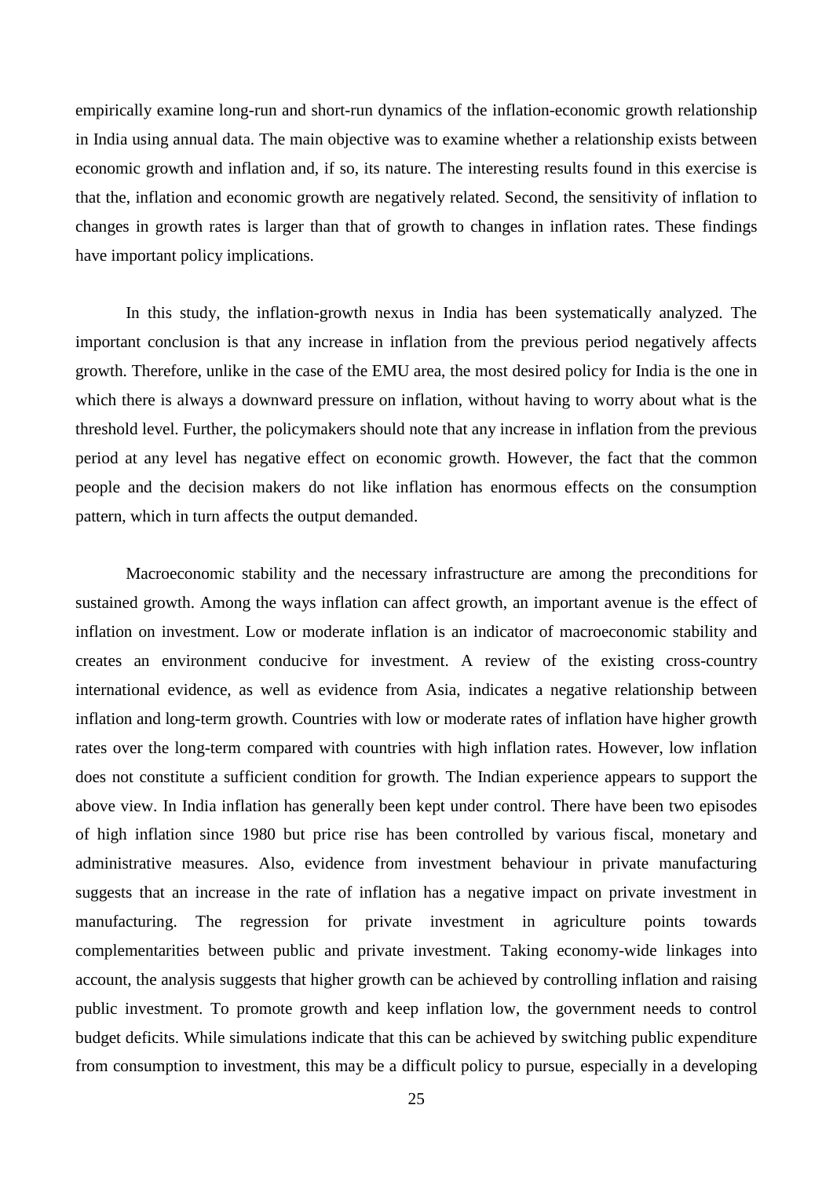empirically examine long-run and short-run dynamics of the inflation-economic growth relationship in India using annual data. The main objective was to examine whether a relationship exists between economic growth and inflation and, if so, its nature. The interesting results found in this exercise is that the, inflation and economic growth are negatively related. Second, the sensitivity of inflation to changes in growth rates is larger than that of growth to changes in inflation rates. These findings have important policy implications.

In this study, the inflation-growth nexus in India has been systematically analyzed. The important conclusion is that any increase in inflation from the previous period negatively affects growth. Therefore, unlike in the case of the EMU area, the most desired policy for India is the one in which there is always a downward pressure on inflation, without having to worry about what is the threshold level. Further, the policymakers should note that any increase in inflation from the previous period at any level has negative effect on economic growth. However, the fact that the common people and the decision makers do not like inflation has enormous effects on the consumption pattern, which in turn affects the output demanded.

Macroeconomic stability and the necessary infrastructure are among the preconditions for sustained growth. Among the ways inflation can affect growth, an important avenue is the effect of inflation on investment. Low or moderate inflation is an indicator of macroeconomic stability and creates an environment conducive for investment. A review of the existing cross-country international evidence, as well as evidence from Asia, indicates a negative relationship between inflation and long-term growth. Countries with low or moderate rates of inflation have higher growth rates over the long-term compared with countries with high inflation rates. However, low inflation does not constitute a sufficient condition for growth. The Indian experience appears to support the above view. In India inflation has generally been kept under control. There have been two episodes of high inflation since 1980 but price rise has been controlled by various fiscal, monetary and administrative measures. Also, evidence from investment behaviour in private manufacturing suggests that an increase in the rate of inflation has a negative impact on private investment in manufacturing. The regression for private investment in agriculture points towards complementarities between public and private investment. Taking economy-wide linkages into account, the analysis suggests that higher growth can be achieved by controlling inflation and raising public investment. To promote growth and keep inflation low, the government needs to control budget deficits. While simulations indicate that this can be achieved by switching public expenditure from consumption to investment, this may be a difficult policy to pursue, especially in a developing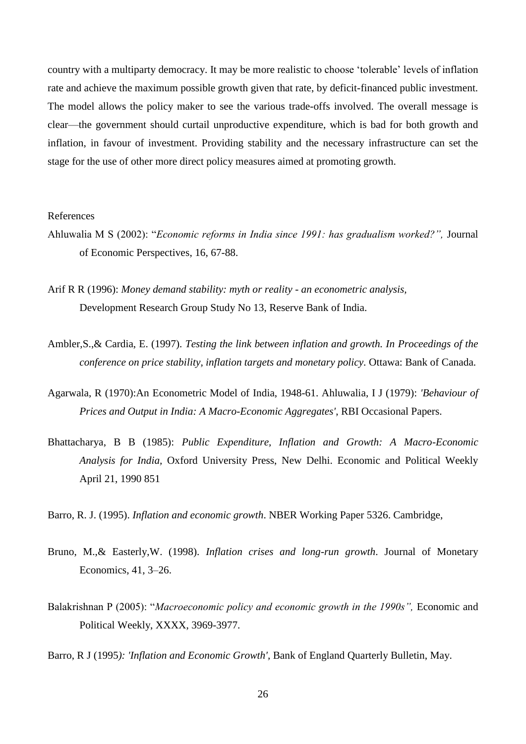country with a multiparty democracy. It may be more realistic to choose 'tolerable' levels of inflation rate and achieve the maximum possible growth given that rate, by deficit-financed public investment. The model allows the policy maker to see the various trade-offs involved. The overall message is clear—the government should curtail unproductive expenditure, which is bad for both growth and inflation, in favour of investment. Providing stability and the necessary infrastructure can set the stage for the use of other more direct policy measures aimed at promoting growth.

References

Ahluwalia M S (2002): "*Economic reforms in India since 1991: has gradualism worked?",* Journal of Economic Perspectives, 16, 67-88.

Arif R R (1996): *Money demand stability: myth or reality - an econometric analysis,* Development Research Group Study No 13, Reserve Bank of India.

Ambler,S.,& Cardia, E. (1997). *Testing the link between inflation and growth. In Proceedings of the conference on price stability, inflation targets and monetary policy*. Ottawa: Bank of Canada.

Agarwala, R (1970):An Econometric Model of India, 1948-61. Ahluwalia, I J (1979): *'Behaviour of Prices and Output in India: A Macro-Economic Aggregates'*, RBI Occasional Papers.

Bhattacharya, B B (1985): *Public Expenditure, Inflation and Growth: A Macro-Economic Analysis for India*, Oxford University Press, New Delhi. Economic and Political Weekly April 21, 1990 851

Barro, R. J. (1995). *Inflation and economic growth*. NBER Working Paper 5326. Cambridge,

Bruno, M.,& Easterly,W. (1998). *Inflation crises and long-run growth*. Journal of Monetary Economics, 41, 3–26.

Balakrishnan P (2005): "*Macroeconomic policy and economic growth in the 1990s",* Economic and Political Weekly, XXXX, 3969-3977.

Barro, R J (1995*): 'Inflation and Economic Growth'*, Bank of England Quarterly Bulletin, May.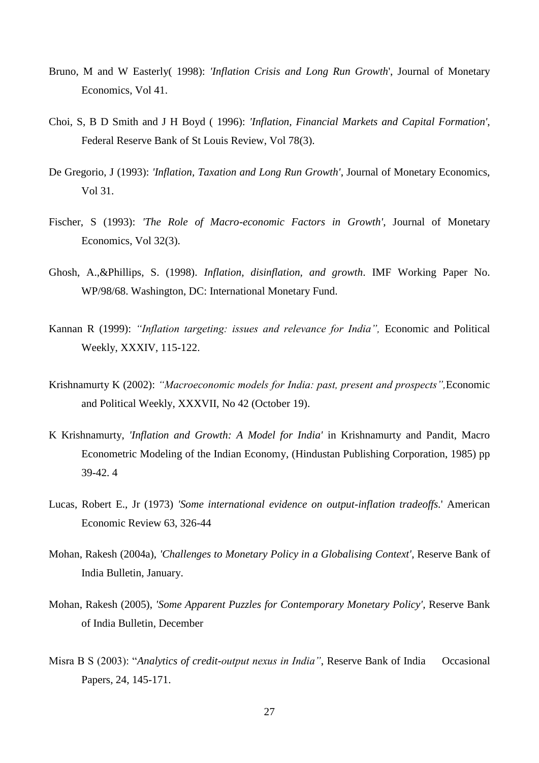Bruno, M and W Easterly( 1998): *'Inflation Crisis and Long Run Growth*', Journal of Monetary Economics, Vol 41.

Choi, S, B D Smith and J H Boyd ( 1996): *'Inflation, Financial Markets and Capital Formation'*, Federal Reserve Bank of St Louis Review, Vol 78(3).

De Gregorio, J (1993): *'Inflation, Taxation and Long Run Growth'*, Journal of Monetary Economics, Vol 31.

Fischer, S (1993): *'The Role of Macro-economic Factors in Growth'*, Journal of Monetary Economics, Vol 32(3).

Ghosh, A.,&Phillips, S. (1998). *Inflation, disinflation, and growth*. IMF Working Paper No. WP/98/68. Washington, DC: International Monetary Fund.

Kannan R (1999): *"Inflation targeting: issues and relevance for India",* Economic and Political Weekly, XXXIV, 115-122.

Krishnamurty K (2002): *"Macroeconomic models for India: past, present and prospects",*Economic and Political Weekly, XXXVII, No 42 (October 19).

K Krishnamurty, *'Inflation and Growth: A Model for India'* in Krishnamurty and Pandit, Macro Econometric Modeling of the Indian Economy, (Hindustan Publishing Corporation, 1985) pp 39-42. 4

Lucas, Robert E., Jr (1973) *'Some international evidence on output-inflation tradeoffs.*' American Economic Review 63, 326-44

Mohan, Rakesh (2004a), *'Challenges to Monetary Policy in a Globalising Context'*, Reserve Bank of India Bulletin, January.

Mohan, Rakesh (2005), *'Some Apparent Puzzles for Contemporary Monetary Policy'*, Reserve Bank of India Bulletin, December

Misra B S (2003): "*Analytics of credit-output nexus in India"*, Reserve Bank of India Occasional Papers, 24, 145-171.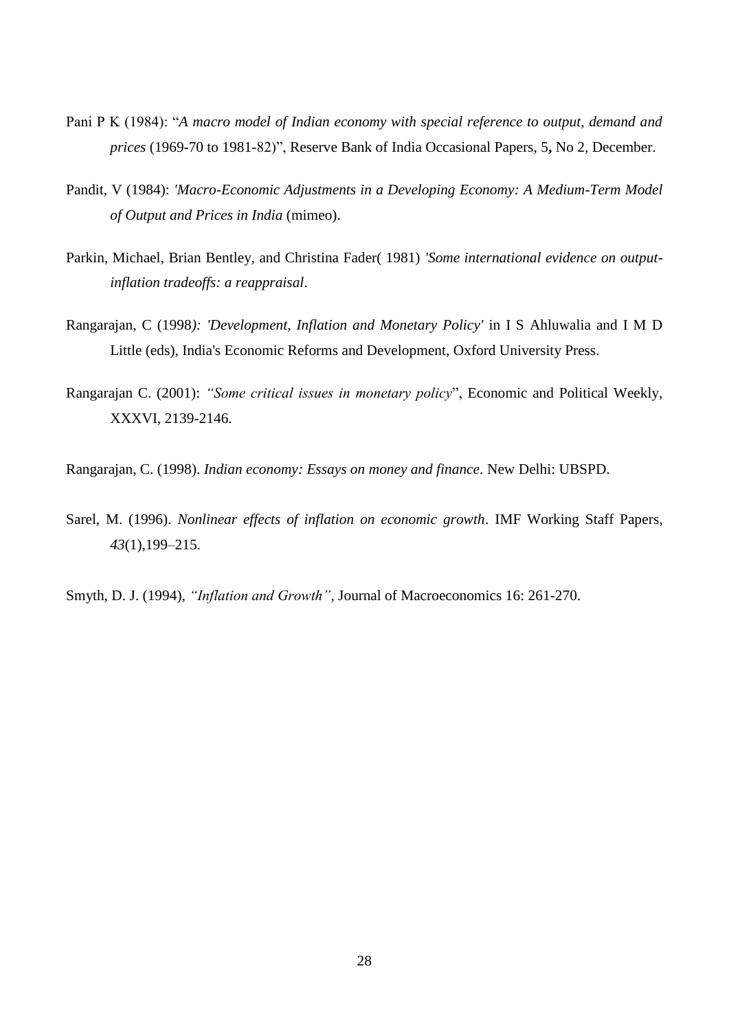Pani P K (1984): "*A macro model of Indian economy with special reference to output, demand and prices* (1969-70 to 1981-82)", Reserve Bank of India Occasional Papers, 5**,** No 2, December.

Pandit, V (1984): *'Macro-Economic Adjustments in a Developing Economy: A Medium-Term Model of Output and Prices in India* (mimeo).

Parkin, Michael, Brian Bentley, and Christina Fader( 1981) *'Some international evidence on output-inflation tradeoffs: a reappraisal*.

Rangarajan, C (1998*): 'Development, Inflation and Monetary Policy'* in I S Ahluwalia and I M D Little (eds), India's Economic Reforms and Development, Oxford University Press.

Rangarajan C. (2001): *"Some critical issues in monetary policy*", Economic and Political Weekly, XXXVI, 2139-2146.

Rangarajan, C. (1998). *Indian economy: Essays on money and finance*. New Delhi: UBSPD.

Sarel, M. (1996). *Nonlinear effects of inflation on economic growth*. IMF Working Staff Papers, *43*(1),199–215.

Smyth, D. J. (1994), *"Inflation and Growth"*, Journal of Macroeconomics 16: 261-270.